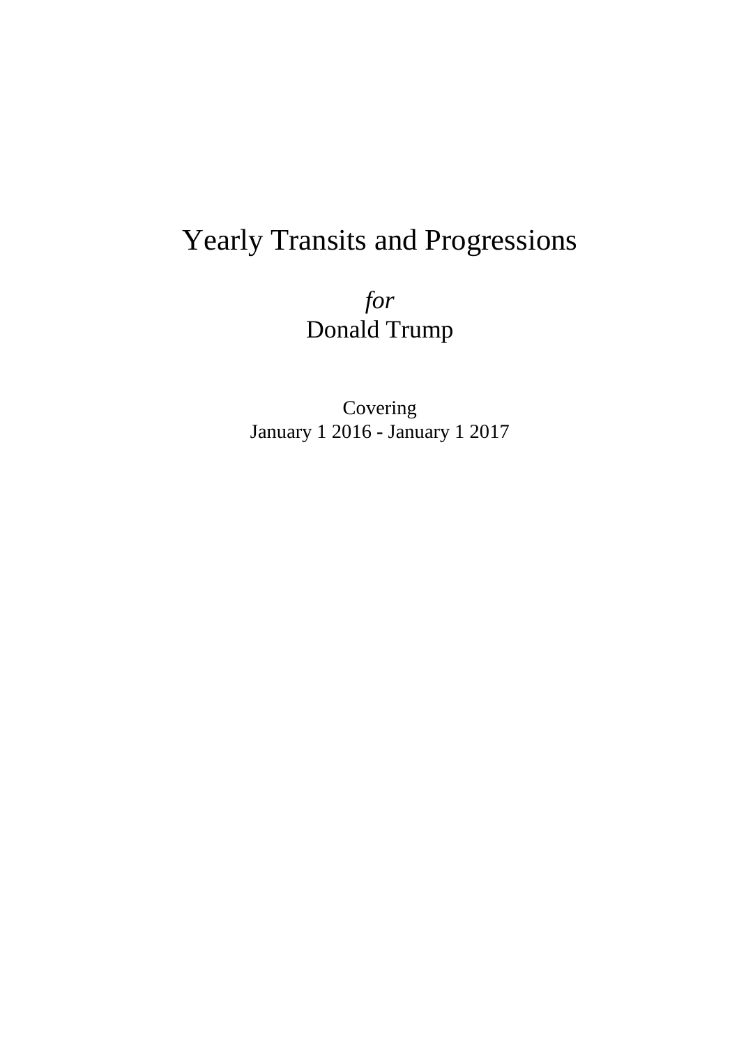# Yearly Transits and Progressions

*for*
Donald Trump

Covering
January 1 2016 - January 1 2017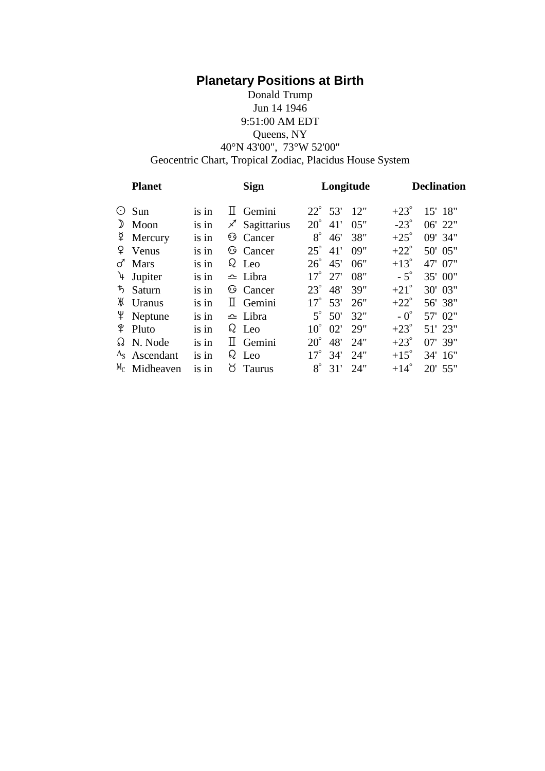## Planetary Positions at Birth

Donald Trump
Jun 14 1946
9:51:00 AM EDT
Queens, NY
40°N 43'00", 73°W 52'00"
Geocentric Chart, Tropical Zodiac, Placidus House System

| | Planet | | | Sign | Longitude | Declination |
|---|---|---|---|---|---|---|
| ☉ | Sun | is in | ♊ | Gemini | 22° 53' 12" | +23° 15' 18" |
| ☽ | Moon | is in | ♐ | Sagittarius | 20° 41' 05" | -23° 06' 22" |
| ☿ | Mercury | is in | ♋ | Cancer | 8° 46' 38" | +25° 09' 34" |
| ♀ | Venus | is in | ♋ | Cancer | 25° 41' 09" | +22° 50' 05" |
| ♂ | Mars | is in | ♌ | Leo | 26° 45' 06" | +13° 47' 07" |
| ♃ | Jupiter | is in | ♎ | Libra | 17° 27' 08" | - 5° 35' 00" |
| ♄ | Saturn | is in | ♋ | Cancer | 23° 48' 39" | +21° 30' 03" |
| ♅ | Uranus | is in | ♊ | Gemini | 17° 53' 26" | +22° 56' 38" |
| ♆ | Neptune | is in | ♎ | Libra | 5° 50' 32" | - 0° 57' 02" |
| ♇ | Pluto | is in | ♌ | Leo | 10° 02' 29" | +23° 51' 23" |
| ☊ | N. Node | is in | ♊ | Gemini | 20° 48' 24" | +23° 07' 39" |
| As | Ascendant | is in | ♌ | Leo | 17° 34' 24" | +15° 34' 16" |
| Mc | Midheaven | is in | ♉ | Taurus | 8° 31' 24" | +14° 20' 55" |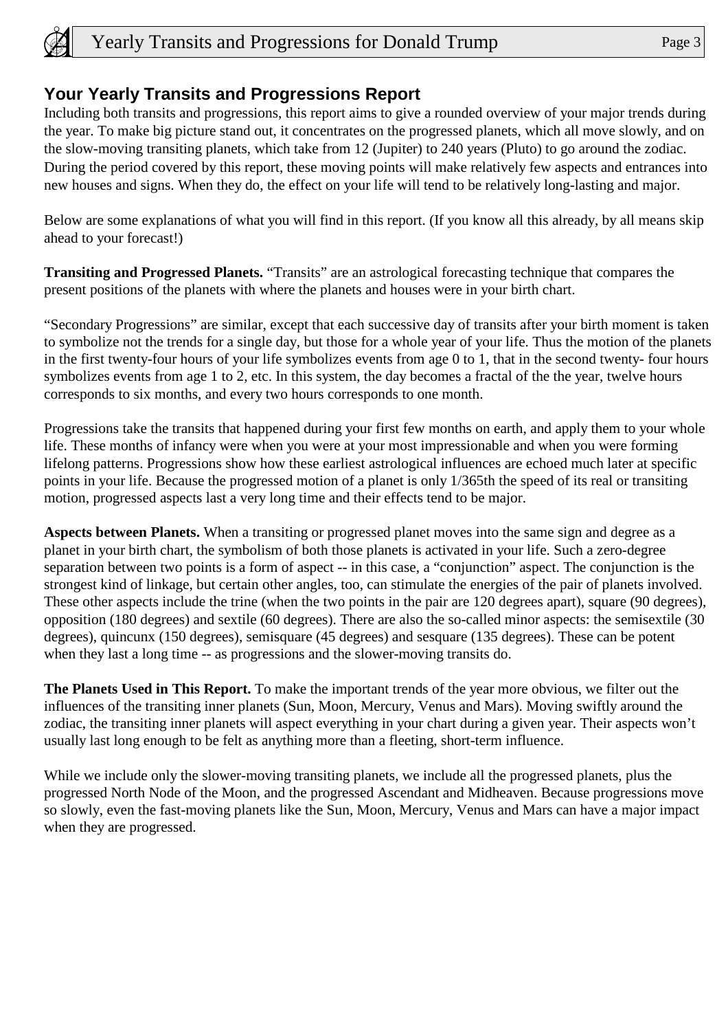## Your Yearly Transits and Progressions Report

Including both transits and progressions, this report aims to give a rounded overview of your major trends during the year. To make big picture stand out, it concentrates on the progressed planets, which all move slowly, and on the slow-moving transiting planets, which take from 12 (Jupiter) to 240 years (Pluto) to go around the zodiac. During the period covered by this report, these moving points will make relatively few aspects and entrances into new houses and signs. When they do, the effect on your life will tend to be relatively long-lasting and major.

Below are some explanations of what you will find in this report. (If you know all this already, by all means skip ahead to your forecast!)

**Transiting and Progressed Planets.** "Transits" are an astrological forecasting technique that compares the present positions of the planets with where the planets and houses were in your birth chart.

"Secondary Progressions" are similar, except that each successive day of transits after your birth moment is taken to symbolize not the trends for a single day, but those for a whole year of your life. Thus the motion of the planets in the first twenty-four hours of your life symbolizes events from age 0 to 1, that in the second twenty- four hours symbolizes events from age 1 to 2, etc. In this system, the day becomes a fractal of the the year, twelve hours corresponds to six months, and every two hours corresponds to one month.

Progressions take the transits that happened during your first few months on earth, and apply them to your whole life. These months of infancy were when you were at your most impressionable and when you were forming lifelong patterns. Progressions show how these earliest astrological influences are echoed much later at specific points in your life. Because the progressed motion of a planet is only 1/365th the speed of its real or transiting motion, progressed aspects last a very long time and their effects tend to be major.

**Aspects between Planets.** When a transiting or progressed planet moves into the same sign and degree as a planet in your birth chart, the symbolism of both those planets is activated in your life. Such a zero-degree separation between two points is a form of aspect -- in this case, a "conjunction" aspect. The conjunction is the strongest kind of linkage, but certain other angles, too, can stimulate the energies of the pair of planets involved. These other aspects include the trine (when the two points in the pair are 120 degrees apart), square (90 degrees), opposition (180 degrees) and sextile (60 degrees). There are also the so-called minor aspects: the semisextile (30 degrees), quincunx (150 degrees), semisquare (45 degrees) and sesquare (135 degrees). These can be potent when they last a long time -- as progressions and the slower-moving transits do.

**The Planets Used in This Report.** To make the important trends of the year more obvious, we filter out the influences of the transiting inner planets (Sun, Moon, Mercury, Venus and Mars). Moving swiftly around the zodiac, the transiting inner planets will aspect everything in your chart during a given year. Their aspects won't usually last long enough to be felt as anything more than a fleeting, short-term influence.

While we include only the slower-moving transiting planets, we include all the progressed planets, plus the progressed North Node of the Moon, and the progressed Ascendant and Midheaven. Because progressions move so slowly, even the fast-moving planets like the Sun, Moon, Mercury, Venus and Mars can have a major impact when they are progressed.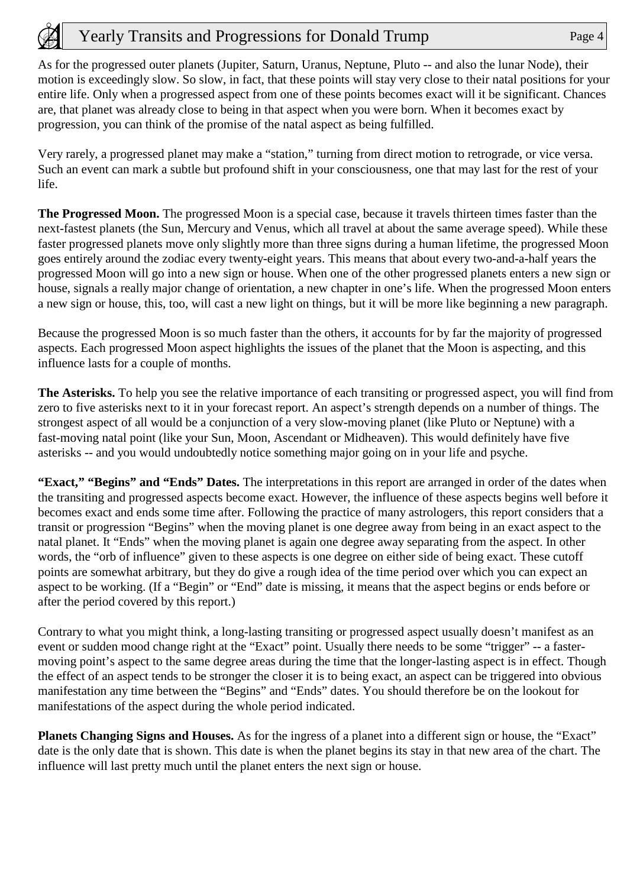As for the progressed outer planets (Jupiter, Saturn, Uranus, Neptune, Pluto -- and also the lunar Node), their motion is exceedingly slow. So slow, in fact, that these points will stay very close to their natal positions for your entire life. Only when a progressed aspect from one of these points becomes exact will it be significant. Chances are, that planet was already close to being in that aspect when you were born. When it becomes exact by progression, you can think of the promise of the natal aspect as being fulfilled.

Very rarely, a progressed planet may make a "station," turning from direct motion to retrograde, or vice versa. Such an event can mark a subtle but profound shift in your consciousness, one that may last for the rest of your life.

**The Progressed Moon.** The progressed Moon is a special case, because it travels thirteen times faster than the next-fastest planets (the Sun, Mercury and Venus, which all travel at about the same average speed). While these faster progressed planets move only slightly more than three signs during a human lifetime, the progressed Moon goes entirely around the zodiac every twenty-eight years. This means that about every two-and-a-half years the progressed Moon will go into a new sign or house. When one of the other progressed planets enters a new sign or house, signals a really major change of orientation, a new chapter in one's life. When the progressed Moon enters a new sign or house, this, too, will cast a new light on things, but it will be more like beginning a new paragraph.

Because the progressed Moon is so much faster than the others, it accounts for by far the majority of progressed aspects. Each progressed Moon aspect highlights the issues of the planet that the Moon is aspecting, and this influence lasts for a couple of months.

**The Asterisks.** To help you see the relative importance of each transiting or progressed aspect, you will find from zero to five asterisks next to it in your forecast report. An aspect's strength depends on a number of things. The strongest aspect of all would be a conjunction of a very slow-moving planet (like Pluto or Neptune) with a fast-moving natal point (like your Sun, Moon, Ascendant or Midheaven). This would definitely have five asterisks -- and you would undoubtedly notice something major going on in your life and psyche.

**"Exact," "Begins" and "Ends" Dates.** The interpretations in this report are arranged in order of the dates when the transiting and progressed aspects become exact. However, the influence of these aspects begins well before it becomes exact and ends some time after. Following the practice of many astrologers, this report considers that a transit or progression "Begins" when the moving planet is one degree away from being in an exact aspect to the natal planet. It "Ends" when the moving planet is again one degree away separating from the aspect. In other words, the "orb of influence" given to these aspects is one degree on either side of being exact. These cutoff points are somewhat arbitrary, but they do give a rough idea of the time period over which you can expect an aspect to be working. (If a "Begin" or "End" date is missing, it means that the aspect begins or ends before or after the period covered by this report.)

Contrary to what you might think, a long-lasting transiting or progressed aspect usually doesn't manifest as an event or sudden mood change right at the "Exact" point. Usually there needs to be some "trigger" -- a faster-moving point's aspect to the same degree areas during the time that the longer-lasting aspect is in effect. Though the effect of an aspect tends to be stronger the closer it is to being exact, an aspect can be triggered into obvious manifestation any time between the "Begins" and "Ends" dates. You should therefore be on the lookout for manifestations of the aspect during the whole period indicated.

**Planets Changing Signs and Houses.** As for the ingress of a planet into a different sign or house, the "Exact" date is the only date that is shown. This date is when the planet begins its stay in that new area of the chart. The influence will last pretty much until the planet enters the next sign or house.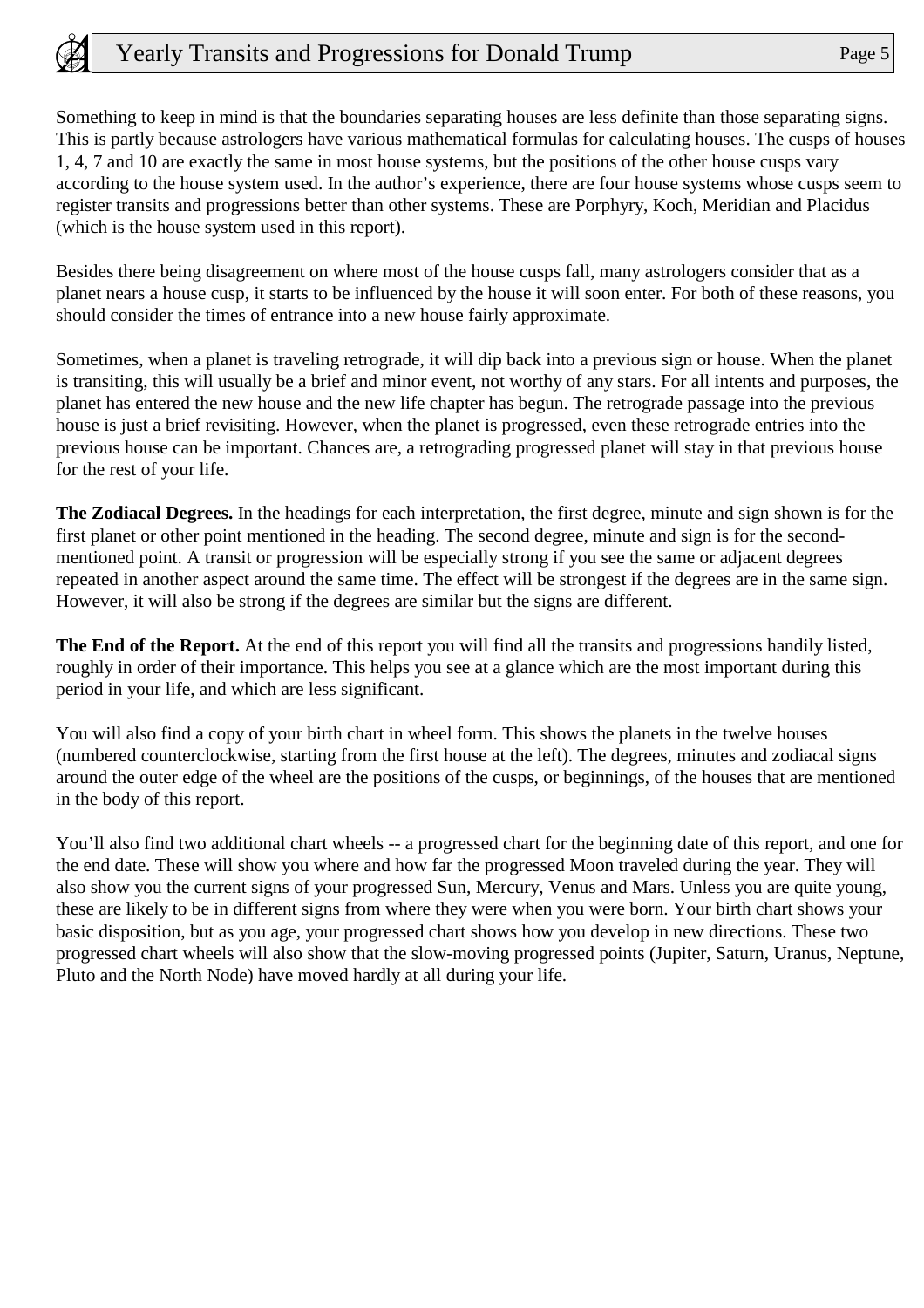Something to keep in mind is that the boundaries separating houses are less definite than those separating signs. This is partly because astrologers have various mathematical formulas for calculating houses. The cusps of houses 1, 4, 7 and 10 are exactly the same in most house systems, but the positions of the other house cusps vary according to the house system used. In the author's experience, there are four house systems whose cusps seem to register transits and progressions better than other systems. These are Porphyry, Koch, Meridian and Placidus (which is the house system used in this report).

Besides there being disagreement on where most of the house cusps fall, many astrologers consider that as a planet nears a house cusp, it starts to be influenced by the house it will soon enter. For both of these reasons, you should consider the times of entrance into a new house fairly approximate.

Sometimes, when a planet is traveling retrograde, it will dip back into a previous sign or house. When the planet is transiting, this will usually be a brief and minor event, not worthy of any stars. For all intents and purposes, the planet has entered the new house and the new life chapter has begun. The retrograde passage into the previous house is just a brief revisiting. However, when the planet is progressed, even these retrograde entries into the previous house can be important. Chances are, a retrograding progressed planet will stay in that previous house for the rest of your life.

**The Zodiacal Degrees.** In the headings for each interpretation, the first degree, minute and sign shown is for the first planet or other point mentioned in the heading. The second degree, minute and sign is for the second-mentioned point. A transit or progression will be especially strong if you see the same or adjacent degrees repeated in another aspect around the same time. The effect will be strongest if the degrees are in the same sign. However, it will also be strong if the degrees are similar but the signs are different.

**The End of the Report.** At the end of this report you will find all the transits and progressions handily listed, roughly in order of their importance. This helps you see at a glance which are the most important during this period in your life, and which are less significant.

You will also find a copy of your birth chart in wheel form. This shows the planets in the twelve houses (numbered counterclockwise, starting from the first house at the left). The degrees, minutes and zodiacal signs around the outer edge of the wheel are the positions of the cusps, or beginnings, of the houses that are mentioned in the body of this report.

You'll also find two additional chart wheels -- a progressed chart for the beginning date of this report, and one for the end date. These will show you where and how far the progressed Moon traveled during the year. They will also show you the current signs of your progressed Sun, Mercury, Venus and Mars. Unless you are quite young, these are likely to be in different signs from where they were when you were born. Your birth chart shows your basic disposition, but as you age, your progressed chart shows how you develop in new directions. These two progressed chart wheels will also show that the slow-moving progressed points (Jupiter, Saturn, Uranus, Neptune, Pluto and the North Node) have moved hardly at all during your life.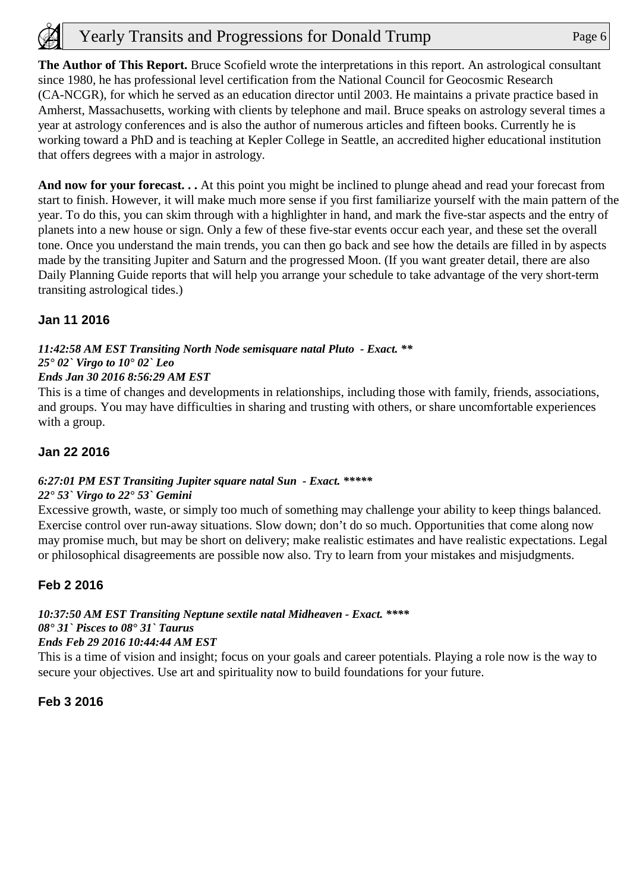**The Author of This Report.** Bruce Scofield wrote the interpretations in this report. An astrological consultant since 1980, he has professional level certification from the National Council for Geocosmic Research (CA-NCGR), for which he served as an education director until 2003. He maintains a private practice based in Amherst, Massachusetts, working with clients by telephone and mail. Bruce speaks on astrology several times a year at astrology conferences and is also the author of numerous articles and fifteen books. Currently he is working toward a PhD and is teaching at Kepler College in Seattle, an accredited higher educational institution that offers degrees with a major in astrology.

**And now for your forecast. . .** At this point you might be inclined to plunge ahead and read your forecast from start to finish. However, it will make much more sense if you first familiarize yourself with the main pattern of the year. To do this, you can skim through with a highlighter in hand, and mark the five-star aspects and the entry of planets into a new house or sign. Only a few of these five-star events occur each year, and these set the overall tone. Once you understand the main trends, you can then go back and see how the details are filled in by aspects made by the transiting Jupiter and Saturn and the progressed Moon. (If you want greater detail, there are also Daily Planning Guide reports that will help you arrange your schedule to take advantage of the very short-term transiting astrological tides.)

### Jan 11 2016

***11:42:58 AM EST Transiting North Node semisquare natal Pluto - Exact. \*\****
***25° 02` Virgo to 10° 02` Leo***
***Ends Jan 30 2016 8:56:29 AM EST***

This is a time of changes and developments in relationships, including those with family, friends, associations, and groups. You may have difficulties in sharing and trusting with others, or share uncomfortable experiences with a group.

### Jan 22 2016

***6:27:01 PM EST Transiting Jupiter square natal Sun - Exact. \*\*\*\*\****
***22° 53` Virgo to 22° 53` Gemini***

Excessive growth, waste, or simply too much of something may challenge your ability to keep things balanced. Exercise control over run-away situations. Slow down; don't do so much. Opportunities that come along now may promise much, but may be short on delivery; make realistic estimates and have realistic expectations. Legal or philosophical disagreements are possible now also. Try to learn from your mistakes and misjudgments.

### Feb 2 2016

***10:37:50 AM EST Transiting Neptune sextile natal Midheaven - Exact. \*\*\*\*\****
***08° 31` Pisces to 08° 31` Taurus***
***Ends Feb 29 2016 10:44:44 AM EST***

This is a time of vision and insight; focus on your goals and career potentials. Playing a role now is the way to secure your objectives. Use art and spirituality now to build foundations for your future.

### Feb 3 2016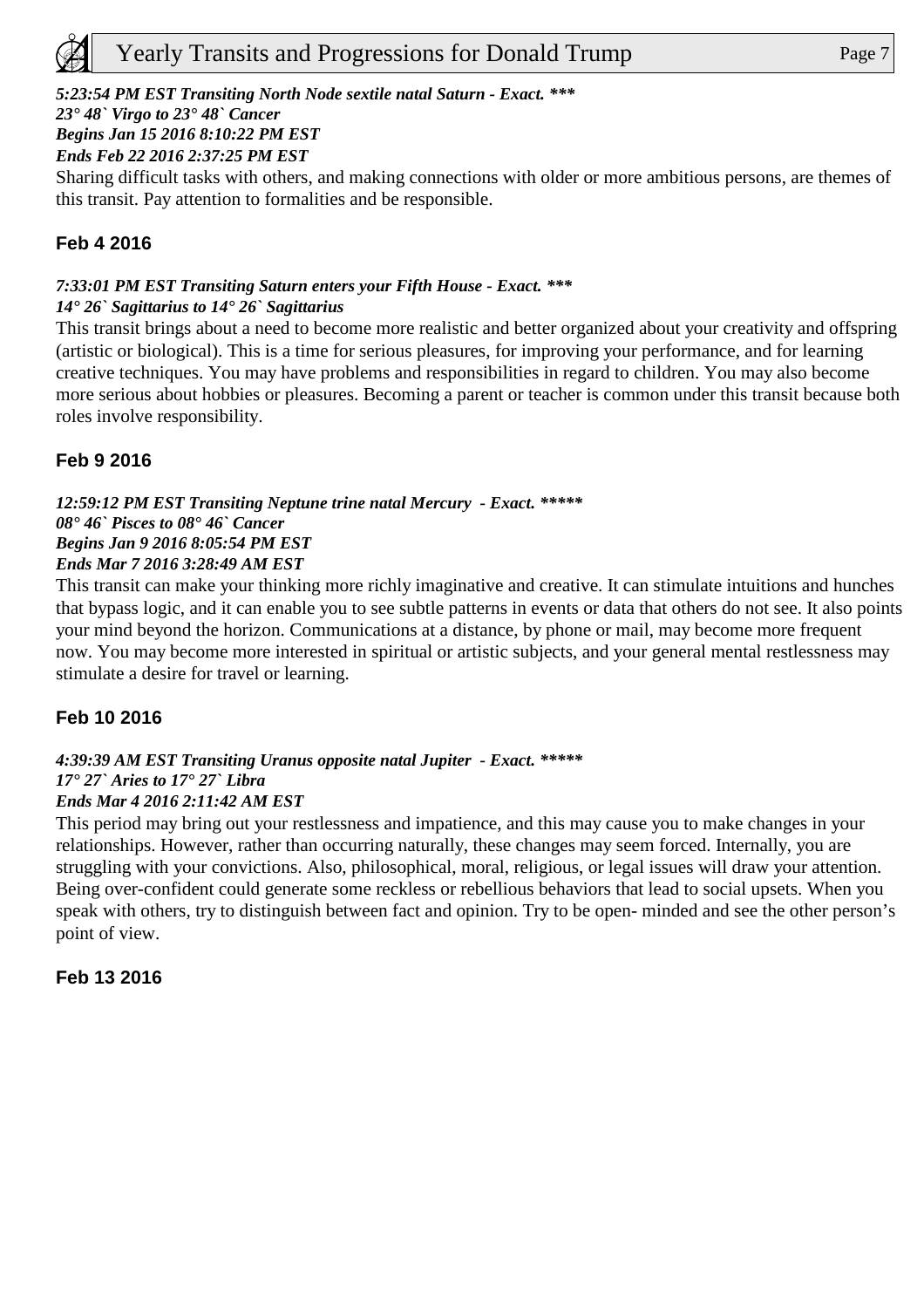***5:23:54 PM EST Transiting North Node sextile natal Saturn - Exact. \*\*\****
***23° 48` Virgo to 23° 48` Cancer***
***Begins Jan 15 2016 8:10:22 PM EST***
***Ends Feb 22 2016 2:37:25 PM EST***

Sharing difficult tasks with others, and making connections with older or more ambitious persons, are themes of this transit. Pay attention to formalities and be responsible.

## Feb 4 2016

***7:33:01 PM EST Transiting Saturn enters your Fifth House - Exact. \*\*\****
***14° 26` Sagittarius to 14° 26` Sagittarius***

This transit brings about a need to become more realistic and better organized about your creativity and offspring (artistic or biological). This is a time for serious pleasures, for improving your performance, and for learning creative techniques. You may have problems and responsibilities in regard to children. You may also become more serious about hobbies or pleasures. Becoming a parent or teacher is common under this transit because both roles involve responsibility.

## Feb 9 2016

***12:59:12 PM EST Transiting Neptune trine natal Mercury - Exact. \*\*\*\*\*\****
***08° 46` Pisces to 08° 46` Cancer***
***Begins Jan 9 2016 8:05:54 PM EST***
***Ends Mar 7 2016 3:28:49 AM EST***

This transit can make your thinking more richly imaginative and creative. It can stimulate intuitions and hunches that bypass logic, and it can enable you to see subtle patterns in events or data that others do not see. It also points your mind beyond the horizon. Communications at a distance, by phone or mail, may become more frequent now. You may become more interested in spiritual or artistic subjects, and your general mental restlessness may stimulate a desire for travel or learning.

## Feb 10 2016

***4:39:39 AM EST Transiting Uranus opposite natal Jupiter - Exact. \*\*\*\*\*\****
***17° 27` Aries to 17° 27` Libra***
***Ends Mar 4 2016 2:11:42 AM EST***

This period may bring out your restlessness and impatience, and this may cause you to make changes in your relationships. However, rather than occurring naturally, these changes may seem forced. Internally, you are struggling with your convictions. Also, philosophical, moral, religious, or legal issues will draw your attention. Being over-confident could generate some reckless or rebellious behaviors that lead to social upsets. When you speak with others, try to distinguish between fact and opinion. Try to be open- minded and see the other person's point of view.

## Feb 13 2016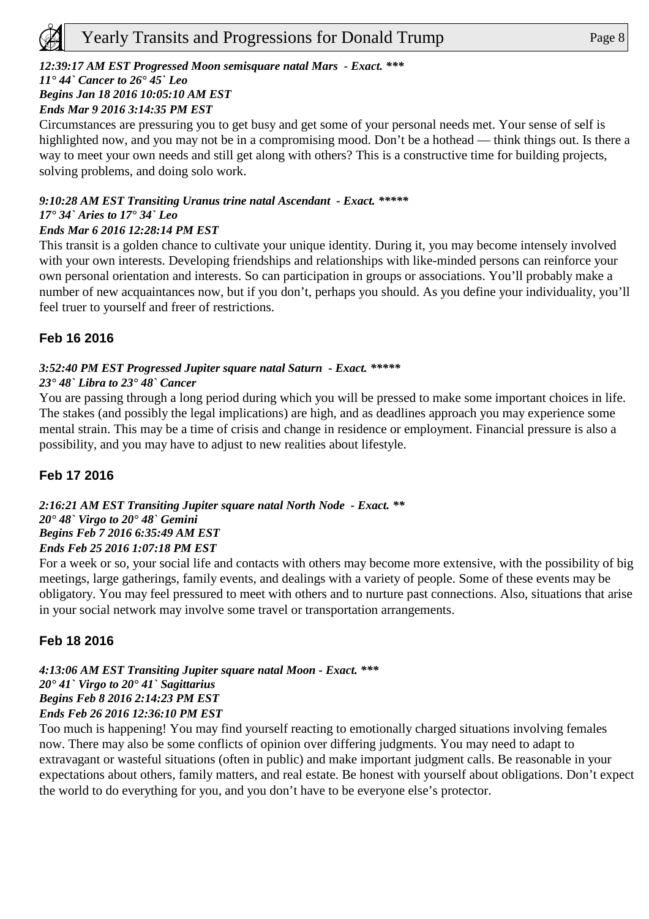***12:39:17 AM EST Progressed Moon semisquare natal Mars - Exact. \*\*\****
***11° 44` Cancer to 26° 45` Leo***
***Begins Jan 18 2016 10:05:10 AM EST***
***Ends Mar 9 2016 3:14:35 PM EST***

Circumstances are pressuring you to get busy and get some of your personal needs met. Your sense of self is highlighted now, and you may not be in a compromising mood. Don't be a hothead — think things out. Is there a way to meet your own needs and still get along with others? This is a constructive time for building projects, solving problems, and doing solo work.

***9:10:28 AM EST Transiting Uranus trine natal Ascendant - Exact. \*\*\*\*\*\****
***17° 34` Aries to 17° 34` Leo***
***Ends Mar 6 2016 12:28:14 PM EST***

This transit is a golden chance to cultivate your unique identity. During it, you may become intensely involved with your own interests. Developing friendships and relationships with like-minded persons can reinforce your own personal orientation and interests. So can participation in groups or associations. You'll probably make a number of new acquaintances now, but if you don't, perhaps you should. As you define your individuality, you'll feel truer to yourself and freer of restrictions.

### Feb 16 2016

***3:52:40 PM EST Progressed Jupiter square natal Saturn - Exact. \*\*\*\*\*\****
***23° 48` Libra to 23° 48` Cancer***

You are passing through a long period during which you will be pressed to make some important choices in life. The stakes (and possibly the legal implications) are high, and as deadlines approach you may experience some mental strain. This may be a time of crisis and change in residence or employment. Financial pressure is also a possibility, and you may have to adjust to new realities about lifestyle.

### Feb 17 2016

***2:16:21 AM EST Transiting Jupiter square natal North Node - Exact. \*\*\****
***20° 48` Virgo to 20° 48` Gemini***
***Begins Feb 7 2016 6:35:49 AM EST***
***Ends Feb 25 2016 1:07:18 PM EST***

For a week or so, your social life and contacts with others may become more extensive, with the possibility of big meetings, large gatherings, family events, and dealings with a variety of people. Some of these events may be obligatory. You may feel pressured to meet with others and to nurture past connections. Also, situations that arise in your social network may involve some travel or transportation arrangements.

### Feb 18 2016

***4:13:06 AM EST Transiting Jupiter square natal Moon - Exact. \*\*\*\****
***20° 41` Virgo to 20° 41` Sagittarius***
***Begins Feb 8 2016 2:14:23 PM EST***
***Ends Feb 26 2016 12:36:10 PM EST***

Too much is happening! You may find yourself reacting to emotionally charged situations involving females now. There may also be some conflicts of opinion over differing judgments. You may need to adapt to extravagant or wasteful situations (often in public) and make important judgment calls. Be reasonable in your expectations about others, family matters, and real estate. Be honest with yourself about obligations. Don't expect the world to do everything for you, and you don't have to be everyone else's protector.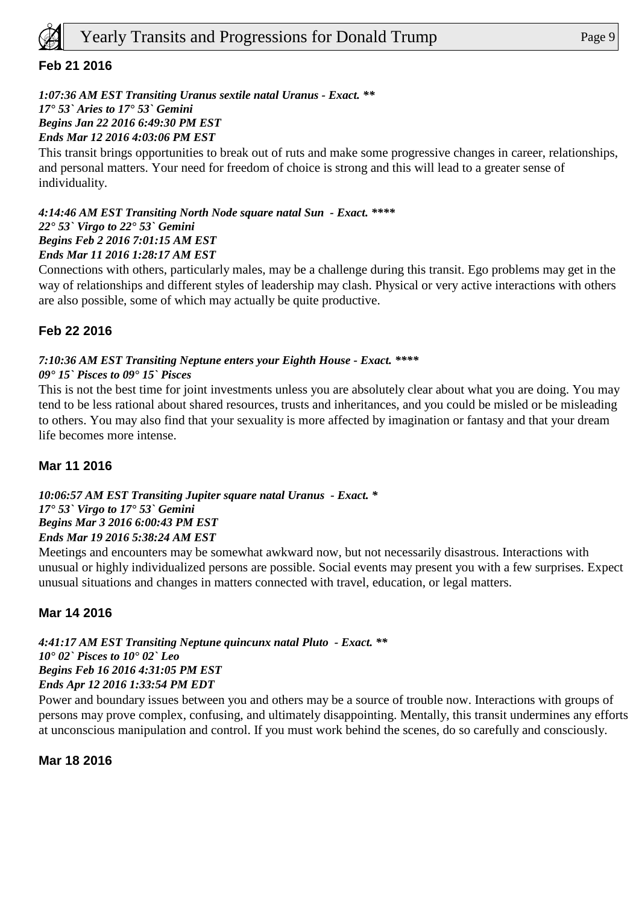## Feb 21 2016

***1:07:36 AM EST Transiting Uranus sextile natal Uranus - Exact. \*\****
***17° 53` Aries to 17° 53` Gemini***
***Begins Jan 22 2016 6:49:30 PM EST***
***Ends Mar 12 2016 4:03:06 PM EST***

This transit brings opportunities to break out of ruts and make some progressive changes in career, relationships, and personal matters. Your need for freedom of choice is strong and this will lead to a greater sense of individuality.

***4:14:46 AM EST Transiting North Node square natal Sun - Exact. \*\*\*\*\****
***22° 53` Virgo to 22° 53` Gemini***
***Begins Feb 2 2016 7:01:15 AM EST***
***Ends Mar 11 2016 1:28:17 AM EST***

Connections with others, particularly males, may be a challenge during this transit. Ego problems may get in the way of relationships and different styles of leadership may clash. Physical or very active interactions with others are also possible, some of which may actually be quite productive.

## Feb 22 2016

***7:10:36 AM EST Transiting Neptune enters your Eighth House - Exact. \*\*\*\*\****
***09° 15` Pisces to 09° 15` Pisces***

This is not the best time for joint investments unless you are absolutely clear about what you are doing. You may tend to be less rational about shared resources, trusts and inheritances, and you could be misled or be misleading to others. You may also find that your sexuality is more affected by imagination or fantasy and that your dream life becomes more intense.

## Mar 11 2016

***10:06:57 AM EST Transiting Jupiter square natal Uranus - Exact. \****
***17° 53` Virgo to 17° 53` Gemini***
***Begins Mar 3 2016 6:00:43 PM EST***
***Ends Mar 19 2016 5:38:24 AM EST***

Meetings and encounters may be somewhat awkward now, but not necessarily disastrous. Interactions with unusual or highly individualized persons are possible. Social events may present you with a few surprises. Expect unusual situations and changes in matters connected with travel, education, or legal matters.

## Mar 14 2016

***4:41:17 AM EST Transiting Neptune quincunx natal Pluto - Exact. \*\****
***10° 02` Pisces to 10° 02` Leo***
***Begins Feb 16 2016 4:31:05 PM EST***
***Ends Apr 12 2016 1:33:54 PM EDT***

Power and boundary issues between you and others may be a source of trouble now. Interactions with groups of persons may prove complex, confusing, and ultimately disappointing. Mentally, this transit undermines any efforts at unconscious manipulation and control. If you must work behind the scenes, do so carefully and consciously.

## Mar 18 2016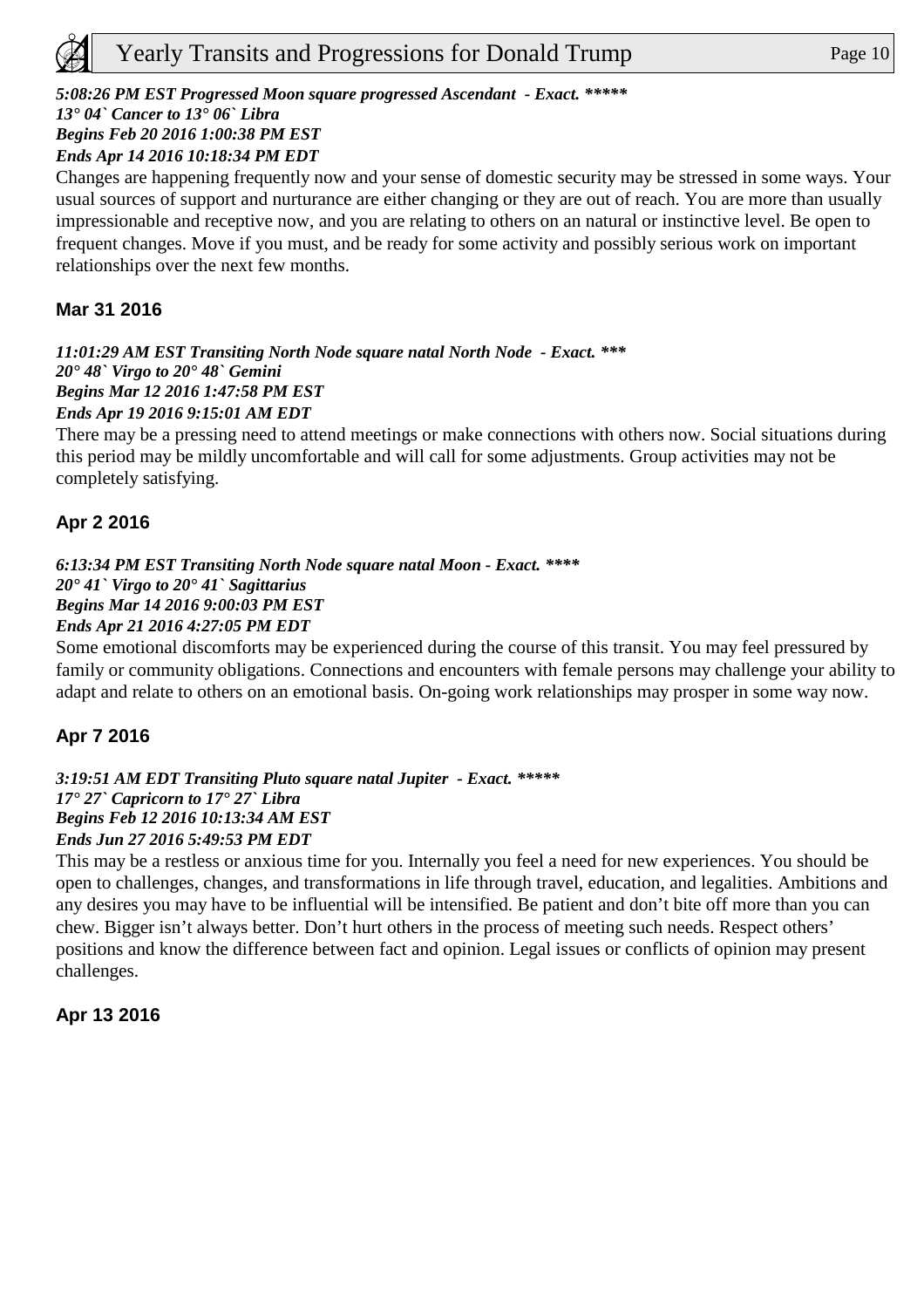***5:08:26 PM EST Progressed Moon square progressed Ascendant - Exact. \*\*\*\*\****
***13° 04` Cancer to 13° 06` Libra***
***Begins Feb 20 2016 1:00:38 PM EST***
***Ends Apr 14 2016 10:18:34 PM EDT***

Changes are happening frequently now and your sense of domestic security may be stressed in some ways. Your usual sources of support and nurturance are either changing or they are out of reach. You are more than usually impressionable and receptive now, and you are relating to others on an natural or instinctive level. Be open to frequent changes. Move if you must, and be ready for some activity and possibly serious work on important relationships over the next few months.

### Mar 31 2016

***11:01:29 AM EST Transiting North Node square natal North Node - Exact. \*\*\****
***20° 48` Virgo to 20° 48` Gemini***
***Begins Mar 12 2016 1:47:58 PM EST***
***Ends Apr 19 2016 9:15:01 AM EDT***

There may be a pressing need to attend meetings or make connections with others now. Social situations during this period may be mildly uncomfortable and will call for some adjustments. Group activities may not be completely satisfying.

### Apr 2 2016

***6:13:34 PM EST Transiting North Node square natal Moon - Exact. \*\*\*\****
***20° 41` Virgo to 20° 41` Sagittarius***
***Begins Mar 14 2016 9:00:03 PM EST***
***Ends Apr 21 2016 4:27:05 PM EDT***

Some emotional discomforts may be experienced during the course of this transit. You may feel pressured by family or community obligations. Connections and encounters with female persons may challenge your ability to adapt and relate to others on an emotional basis. On-going work relationships may prosper in some way now.

### Apr 7 2016

***3:19:51 AM EDT Transiting Pluto square natal Jupiter - Exact. \*\*\*\*\****
***17° 27` Capricorn to 17° 27` Libra***
***Begins Feb 12 2016 10:13:34 AM EST***
***Ends Jun 27 2016 5:49:53 PM EDT***

This may be a restless or anxious time for you. Internally you feel a need for new experiences. You should be open to challenges, changes, and transformations in life through travel, education, and legalities. Ambitions and any desires you may have to be influential will be intensified. Be patient and don't bite off more than you can chew. Bigger isn't always better. Don't hurt others in the process of meeting such needs. Respect others' positions and know the difference between fact and opinion. Legal issues or conflicts of opinion may present challenges.

### Apr 13 2016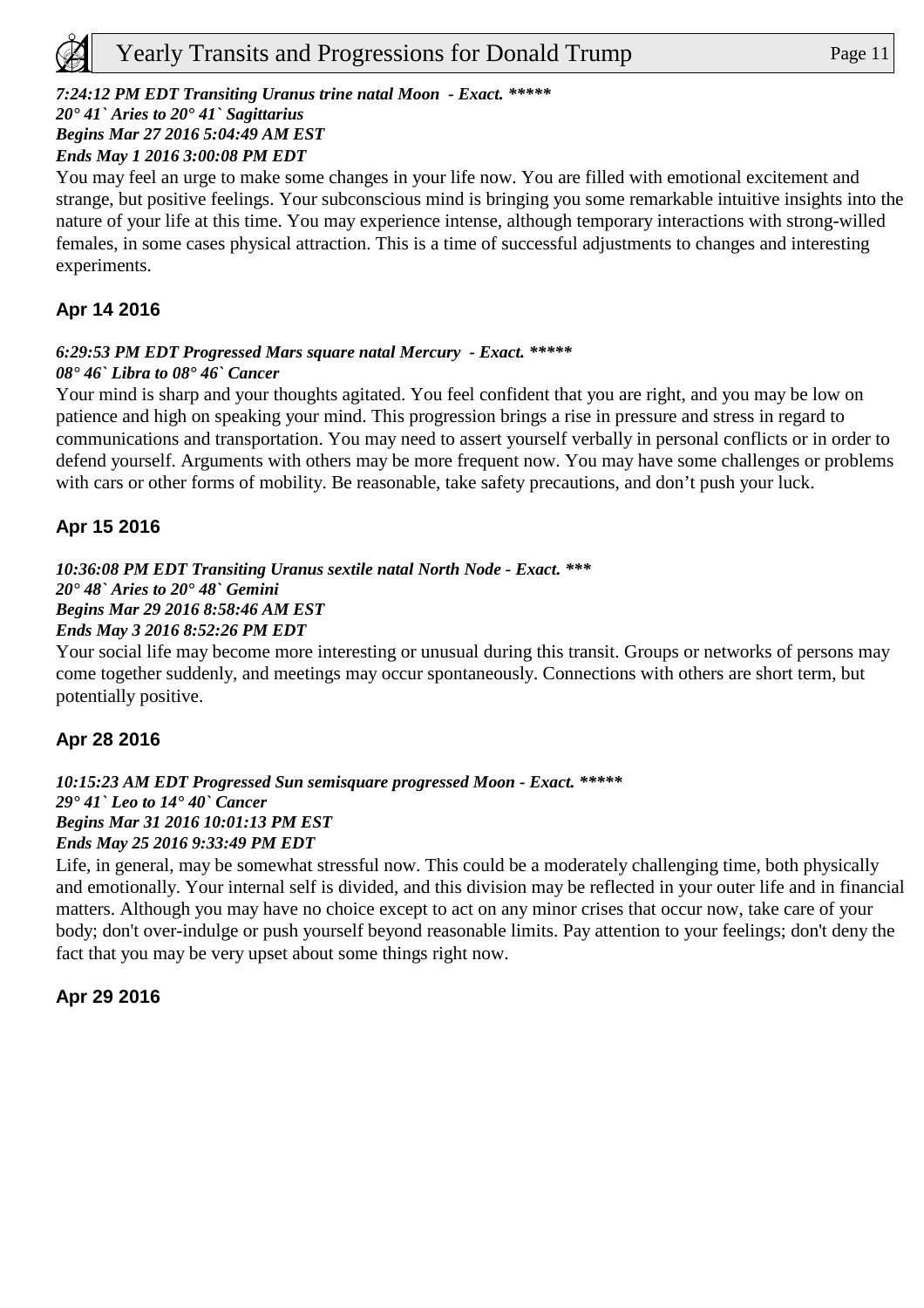***7:24:12 PM EDT Transiting Uranus trine natal Moon - Exact. \*\*\*\*\****
***20° 41` Aries to 20° 41` Sagittarius***
***Begins Mar 27 2016 5:04:49 AM EST***
***Ends May 1 2016 3:00:08 PM EDT***

You may feel an urge to make some changes in your life now. You are filled with emotional excitement and strange, but positive feelings. Your subconscious mind is bringing you some remarkable intuitive insights into the nature of your life at this time. You may experience intense, although temporary interactions with strong-willed females, in some cases physical attraction. This is a time of successful adjustments to changes and interesting experiments.

### Apr 14 2016

***6:29:53 PM EDT Progressed Mars square natal Mercury - Exact. \*\*\*\*\****
***08° 46` Libra to 08° 46` Cancer***

Your mind is sharp and your thoughts agitated. You feel confident that you are right, and you may be low on patience and high on speaking your mind. This progression brings a rise in pressure and stress in regard to communications and transportation. You may need to assert yourself verbally in personal conflicts or in order to defend yourself. Arguments with others may be more frequent now. You may have some challenges or problems with cars or other forms of mobility. Be reasonable, take safety precautions, and don't push your luck.

### Apr 15 2016

***10:36:08 PM EDT Transiting Uranus sextile natal North Node - Exact. \*\*\****
***20° 48` Aries to 20° 48` Gemini***
***Begins Mar 29 2016 8:58:46 AM EST***
***Ends May 3 2016 8:52:26 PM EDT***

Your social life may become more interesting or unusual during this transit. Groups or networks of persons may come together suddenly, and meetings may occur spontaneously. Connections with others are short term, but potentially positive.

### Apr 28 2016

***10:15:23 AM EDT Progressed Sun semisquare progressed Moon - Exact. \*\*\*\*\****
***29° 41` Leo to 14° 40` Cancer***
***Begins Mar 31 2016 10:01:13 PM EST***
***Ends May 25 2016 9:33:49 PM EDT***

Life, in general, may be somewhat stressful now. This could be a moderately challenging time, both physically and emotionally. Your internal self is divided, and this division may be reflected in your outer life and in financial matters. Although you may have no choice except to act on any minor crises that occur now, take care of your body; don't over-indulge or push yourself beyond reasonable limits. Pay attention to your feelings; don't deny the fact that you may be very upset about some things right now.

### Apr 29 2016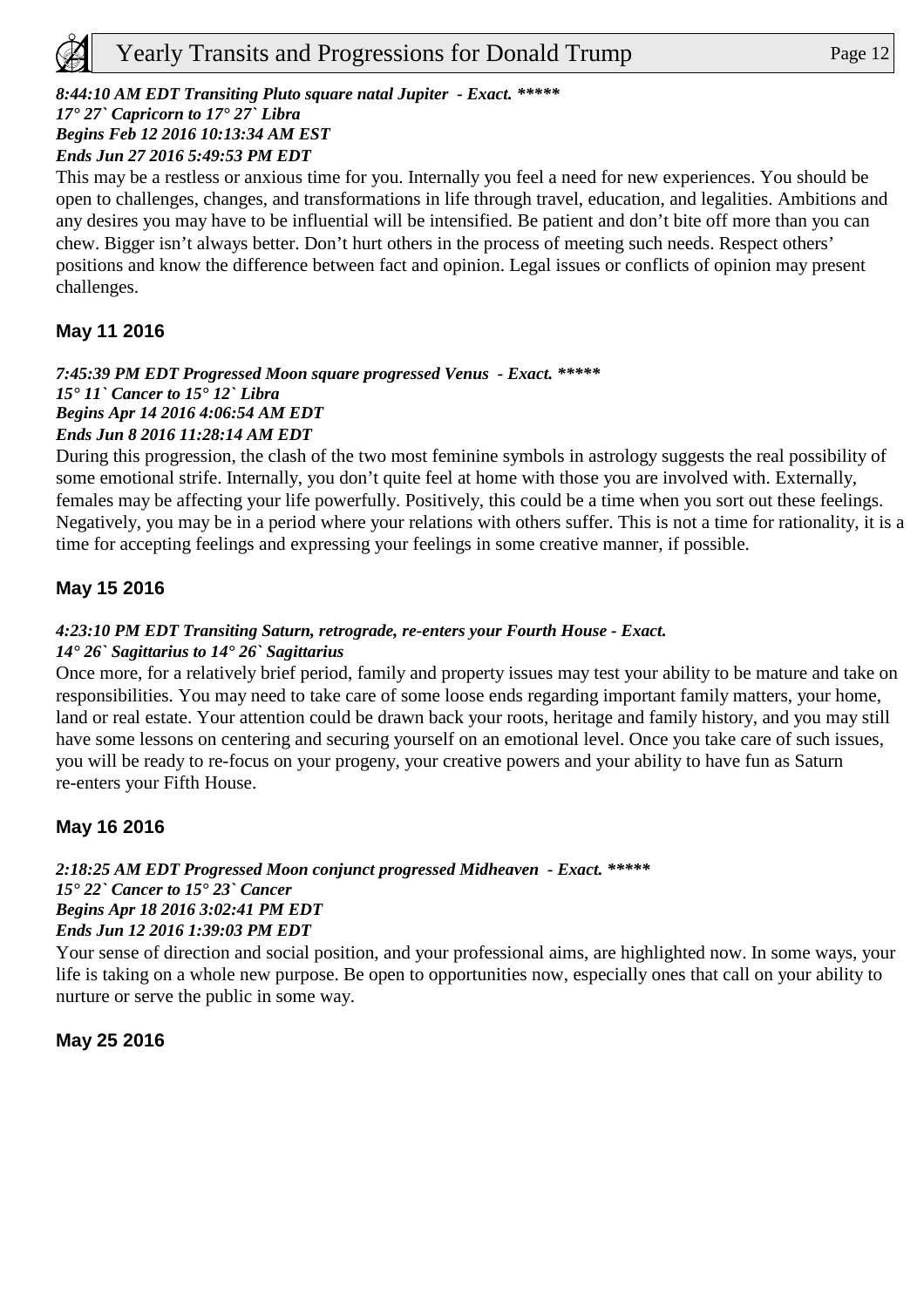***8:44:10 AM EDT Transiting Pluto square natal Jupiter - Exact. \*\*\*\*\****
***17° 27` Capricorn to 17° 27` Libra***
***Begins Feb 12 2016 10:13:34 AM EST***
***Ends Jun 27 2016 5:49:53 PM EDT***

This may be a restless or anxious time for you. Internally you feel a need for new experiences. You should be open to challenges, changes, and transformations in life through travel, education, and legalities. Ambitions and any desires you may have to be influential will be intensified. Be patient and don't bite off more than you can chew. Bigger isn't always better. Don't hurt others in the process of meeting such needs. Respect others' positions and know the difference between fact and opinion. Legal issues or conflicts of opinion may present challenges.

### May 11 2016

***7:45:39 PM EDT Progressed Moon square progressed Venus - Exact. \*\*\*\*\****
***15° 11` Cancer to 15° 12` Libra***
***Begins Apr 14 2016 4:06:54 AM EDT***
***Ends Jun 8 2016 11:28:14 AM EDT***

During this progression, the clash of the two most feminine symbols in astrology suggests the real possibility of some emotional strife. Internally, you don't quite feel at home with those you are involved with. Externally, females may be affecting your life powerfully. Positively, this could be a time when you sort out these feelings. Negatively, you may be in a period where your relations with others suffer. This is not a time for rationality, it is a time for accepting feelings and expressing your feelings in some creative manner, if possible.

### May 15 2016

***4:23:10 PM EDT Transiting Saturn, retrograde, re-enters your Fourth House - Exact.***
***14° 26` Sagittarius to 14° 26` Sagittarius***

Once more, for a relatively brief period, family and property issues may test your ability to be mature and take on responsibilities. You may need to take care of some loose ends regarding important family matters, your home, land or real estate. Your attention could be drawn back your roots, heritage and family history, and you may still have some lessons on centering and securing yourself on an emotional level. Once you take care of such issues, you will be ready to re-focus on your progeny, your creative powers and your ability to have fun as Saturn re-enters your Fifth House.

### May 16 2016

***2:18:25 AM EDT Progressed Moon conjunct progressed Midheaven - Exact. \*\*\*\*\****
***15° 22` Cancer to 15° 23` Cancer***
***Begins Apr 18 2016 3:02:41 PM EDT***
***Ends Jun 12 2016 1:39:03 PM EDT***

Your sense of direction and social position, and your professional aims, are highlighted now. In some ways, your life is taking on a whole new purpose. Be open to opportunities now, especially ones that call on your ability to nurture or serve the public in some way.

### May 25 2016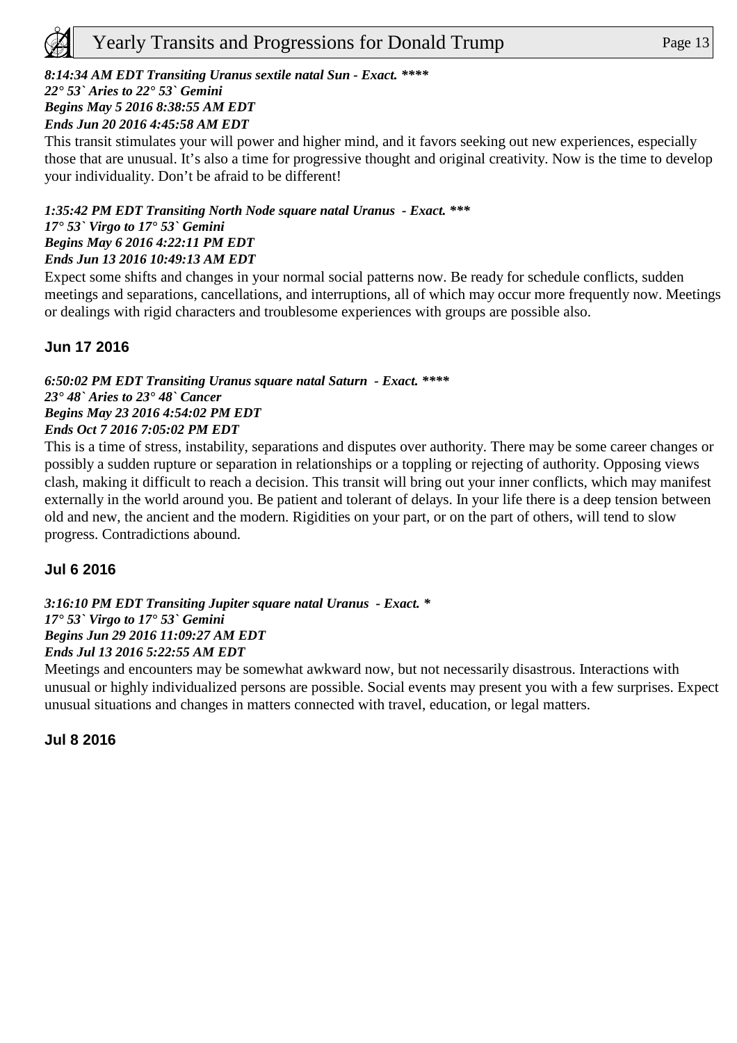***8:14:34 AM EDT Transiting Uranus sextile natal Sun - Exact. \*\*\*\****
***22° 53` Aries to 22° 53` Gemini***
***Begins May 5 2016 8:38:55 AM EDT***
***Ends Jun 20 2016 4:45:58 AM EDT***

This transit stimulates your will power and higher mind, and it favors seeking out new experiences, especially those that are unusual. It's also a time for progressive thought and original creativity. Now is the time to develop your individuality. Don't be afraid to be different!

***1:35:42 PM EDT Transiting North Node square natal Uranus - Exact. \*\*\****
***17° 53` Virgo to 17° 53` Gemini***
***Begins May 6 2016 4:22:11 PM EDT***
***Ends Jun 13 2016 10:49:13 AM EDT***

Expect some shifts and changes in your normal social patterns now. Be ready for schedule conflicts, sudden meetings and separations, cancellations, and interruptions, all of which may occur more frequently now. Meetings or dealings with rigid characters and troublesome experiences with groups are possible also.

### Jun 17 2016

***6:50:02 PM EDT Transiting Uranus square natal Saturn - Exact. \*\*\*\****
***23° 48` Aries to 23° 48` Cancer***
***Begins May 23 2016 4:54:02 PM EDT***
***Ends Oct 7 2016 7:05:02 PM EDT***

This is a time of stress, instability, separations and disputes over authority. There may be some career changes or possibly a sudden rupture or separation in relationships or a toppling or rejecting of authority. Opposing views clash, making it difficult to reach a decision. This transit will bring out your inner conflicts, which may manifest externally in the world around you. Be patient and tolerant of delays. In your life there is a deep tension between old and new, the ancient and the modern. Rigidities on your part, or on the part of others, will tend to slow progress. Contradictions abound.

### Jul 6 2016

***3:16:10 PM EDT Transiting Jupiter square natal Uranus - Exact. \****
***17° 53` Virgo to 17° 53` Gemini***
***Begins Jun 29 2016 11:09:27 AM EDT***
***Ends Jul 13 2016 5:22:55 AM EDT***

Meetings and encounters may be somewhat awkward now, but not necessarily disastrous. Interactions with unusual or highly individualized persons are possible. Social events may present you with a few surprises. Expect unusual situations and changes in matters connected with travel, education, or legal matters.

### Jul 8 2016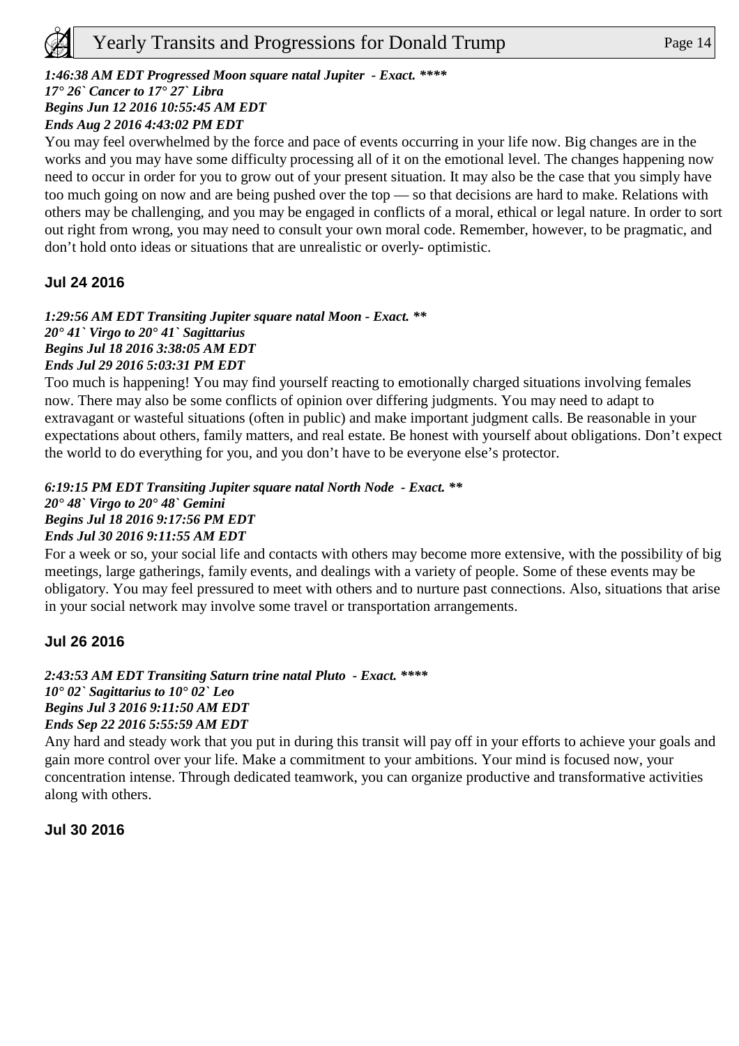***1:46:38 AM EDT Progressed Moon square natal Jupiter - Exact. \*\*\*\****
***17° 26` Cancer to 17° 27` Libra***
***Begins Jun 12 2016 10:55:45 AM EDT***
***Ends Aug 2 2016 4:43:02 PM EDT***

You may feel overwhelmed by the force and pace of events occurring in your life now. Big changes are in the works and you may have some difficulty processing all of it on the emotional level. The changes happening now need to occur in order for you to grow out of your present situation. It may also be the case that you simply have too much going on now and are being pushed over the top — so that decisions are hard to make. Relations with others may be challenging, and you may be engaged in conflicts of a moral, ethical or legal nature. In order to sort out right from wrong, you may need to consult your own moral code. Remember, however, to be pragmatic, and don't hold onto ideas or situations that are unrealistic or overly- optimistic.

### Jul 24 2016

***1:29:56 AM EDT Transiting Jupiter square natal Moon - Exact. \*\****
***20° 41` Virgo to 20° 41` Sagittarius***
***Begins Jul 18 2016 3:38:05 AM EDT***
***Ends Jul 29 2016 5:03:31 PM EDT***

Too much is happening! You may find yourself reacting to emotionally charged situations involving females now. There may also be some conflicts of opinion over differing judgments. You may need to adapt to extravagant or wasteful situations (often in public) and make important judgment calls. Be reasonable in your expectations about others, family matters, and real estate. Be honest with yourself about obligations. Don't expect the world to do everything for you, and you don't have to be everyone else's protector.

***6:19:15 PM EDT Transiting Jupiter square natal North Node - Exact. \*\****
***20° 48` Virgo to 20° 48` Gemini***
***Begins Jul 18 2016 9:17:56 PM EDT***
***Ends Jul 30 2016 9:11:55 AM EDT***

For a week or so, your social life and contacts with others may become more extensive, with the possibility of big meetings, large gatherings, family events, and dealings with a variety of people. Some of these events may be obligatory. You may feel pressured to meet with others and to nurture past connections. Also, situations that arise in your social network may involve some travel or transportation arrangements.

### Jul 26 2016

***2:43:53 AM EDT Transiting Saturn trine natal Pluto - Exact. \*\*\*\****
***10° 02` Sagittarius to 10° 02` Leo***
***Begins Jul 3 2016 9:11:50 AM EDT***
***Ends Sep 22 2016 5:55:59 AM EDT***

Any hard and steady work that you put in during this transit will pay off in your efforts to achieve your goals and gain more control over your life. Make a commitment to your ambitions. Your mind is focused now, your concentration intense. Through dedicated teamwork, you can organize productive and transformative activities along with others.

### Jul 30 2016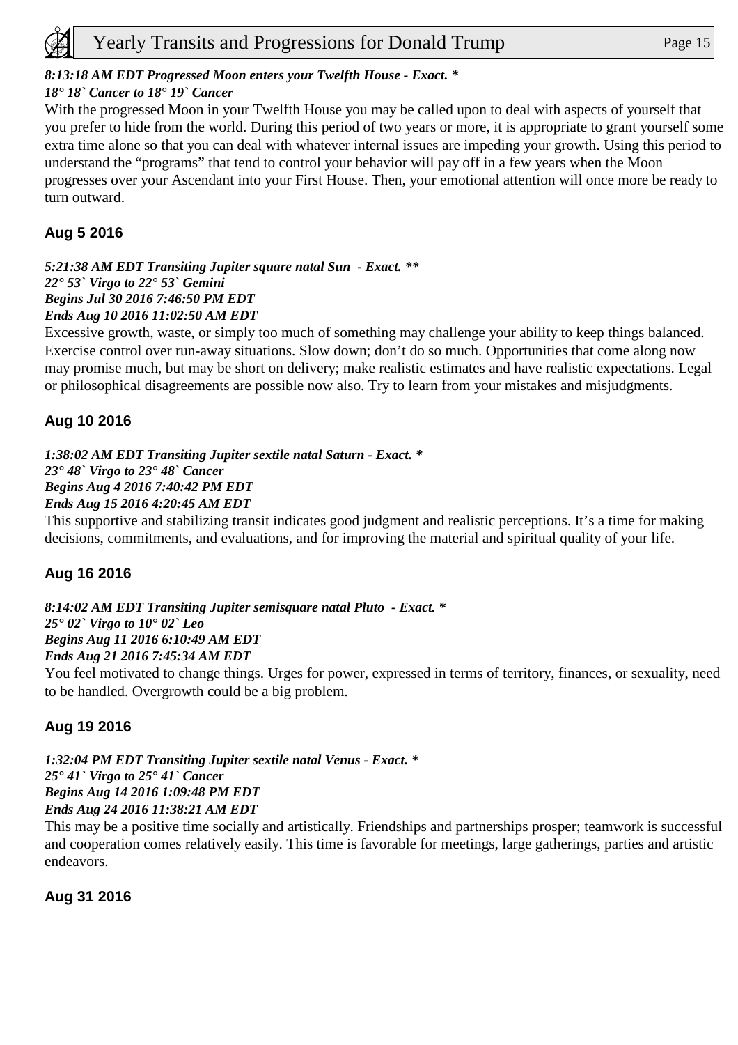***8:13:18 AM EDT Progressed Moon enters your Twelfth House - Exact. ****
***18° 18` Cancer to 18° 19` Cancer***

With the progressed Moon in your Twelfth House you may be called upon to deal with aspects of yourself that you prefer to hide from the world. During this period of two years or more, it is appropriate to grant yourself some extra time alone so that you can deal with whatever internal issues are impeding your growth. Using this period to understand the "programs" that tend to control your behavior will pay off in a few years when the Moon progresses over your Ascendant into your First House. Then, your emotional attention will once more be ready to turn outward.

### Aug 5 2016

***5:21:38 AM EDT Transiting Jupiter square natal Sun - Exact. *****
***22° 53` Virgo to 22° 53` Gemini***
***Begins Jul 30 2016 7:46:50 PM EDT***
***Ends Aug 10 2016 11:02:50 AM EDT***

Excessive growth, waste, or simply too much of something may challenge your ability to keep things balanced. Exercise control over run-away situations. Slow down; don't do so much. Opportunities that come along now may promise much, but may be short on delivery; make realistic estimates and have realistic expectations. Legal or philosophical disagreements are possible now also. Try to learn from your mistakes and misjudgments.

### Aug 10 2016

***1:38:02 AM EDT Transiting Jupiter sextile natal Saturn - Exact. ****
***23° 48` Virgo to 23° 48` Cancer***
***Begins Aug 4 2016 7:40:42 PM EDT***
***Ends Aug 15 2016 4:20:45 AM EDT***

This supportive and stabilizing transit indicates good judgment and realistic perceptions. It's a time for making decisions, commitments, and evaluations, and for improving the material and spiritual quality of your life.

### Aug 16 2016

***8:14:02 AM EDT Transiting Jupiter semisquare natal Pluto - Exact. ****
***25° 02` Virgo to 10° 02` Leo***
***Begins Aug 11 2016 6:10:49 AM EDT***
***Ends Aug 21 2016 7:45:34 AM EDT***

You feel motivated to change things. Urges for power, expressed in terms of territory, finances, or sexuality, need to be handled. Overgrowth could be a big problem.

### Aug 19 2016

***1:32:04 PM EDT Transiting Jupiter sextile natal Venus - Exact. ****
***25° 41` Virgo to 25° 41` Cancer***
***Begins Aug 14 2016 1:09:48 PM EDT***
***Ends Aug 24 2016 11:38:21 AM EDT***

This may be a positive time socially and artistically. Friendships and partnerships prosper; teamwork is successful and cooperation comes relatively easily. This time is favorable for meetings, large gatherings, parties and artistic endeavors.

### Aug 31 2016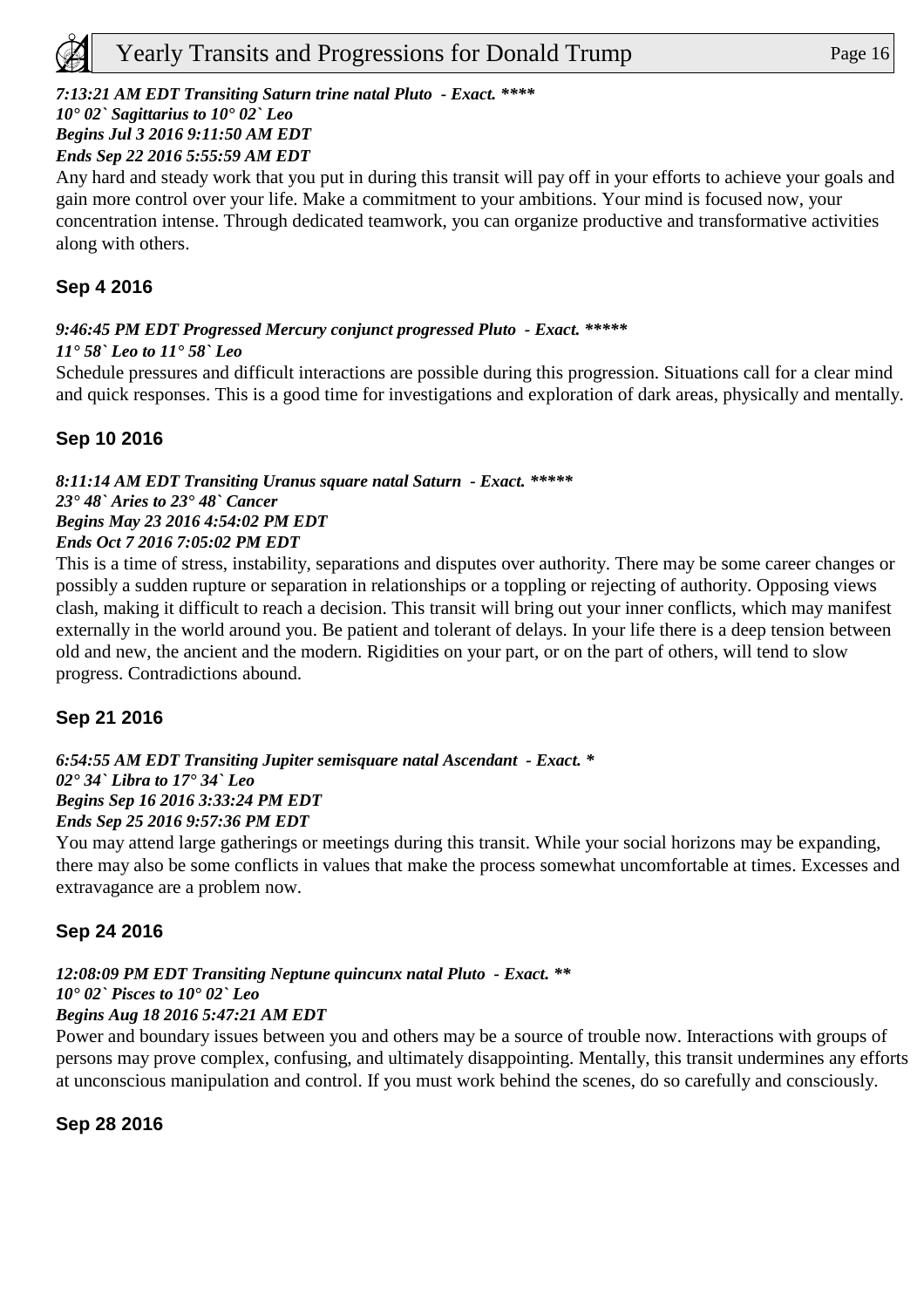*7:13:21 AM EDT Transiting Saturn trine natal Pluto - Exact. ****
10° 02` Sagittarius to 10° 02` Leo
Begins Jul 3 2016 9:11:50 AM EDT
Ends Sep 22 2016 5:55:59 AM EDT*

Any hard and steady work that you put in during this transit will pay off in your efforts to achieve your goals and gain more control over your life. Make a commitment to your ambitions. Your mind is focused now, your concentration intense. Through dedicated teamwork, you can organize productive and transformative activities along with others.

### Sep 4 2016

*9:46:45 PM EDT Progressed Mercury conjunct progressed Pluto - Exact. *****
11° 58` Leo to 11° 58` Leo*

Schedule pressures and difficult interactions are possible during this progression. Situations call for a clear mind and quick responses. This is a good time for investigations and exploration of dark areas, physically and mentally.

### Sep 10 2016

*8:11:14 AM EDT Transiting Uranus square natal Saturn - Exact. *****
23° 48` Aries to 23° 48` Cancer
Begins May 23 2016 4:54:02 PM EDT
Ends Oct 7 2016 7:05:02 PM EDT*

This is a time of stress, instability, separations and disputes over authority. There may be some career changes or possibly a sudden rupture or separation in relationships or a toppling or rejecting of authority. Opposing views clash, making it difficult to reach a decision. This transit will bring out your inner conflicts, which may manifest externally in the world around you. Be patient and tolerant of delays. In your life there is a deep tension between old and new, the ancient and the modern. Rigidities on your part, or on the part of others, will tend to slow progress. Contradictions abound.

### Sep 21 2016

*6:54:55 AM EDT Transiting Jupiter semisquare natal Ascendant - Exact. *
02° 34` Libra to 17° 34` Leo
Begins Sep 16 2016 3:33:24 PM EDT
Ends Sep 25 2016 9:57:36 PM EDT*

You may attend large gatherings or meetings during this transit. While your social horizons may be expanding, there may also be some conflicts in values that make the process somewhat uncomfortable at times. Excesses and extravagance are a problem now.

### Sep 24 2016

*12:08:09 PM EDT Transiting Neptune quincunx natal Pluto - Exact. **
10° 02` Pisces to 10° 02` Leo
Begins Aug 18 2016 5:47:21 AM EDT*

Power and boundary issues between you and others may be a source of trouble now. Interactions with groups of persons may prove complex, confusing, and ultimately disappointing. Mentally, this transit undermines any efforts at unconscious manipulation and control. If you must work behind the scenes, do so carefully and consciously.

### Sep 28 2016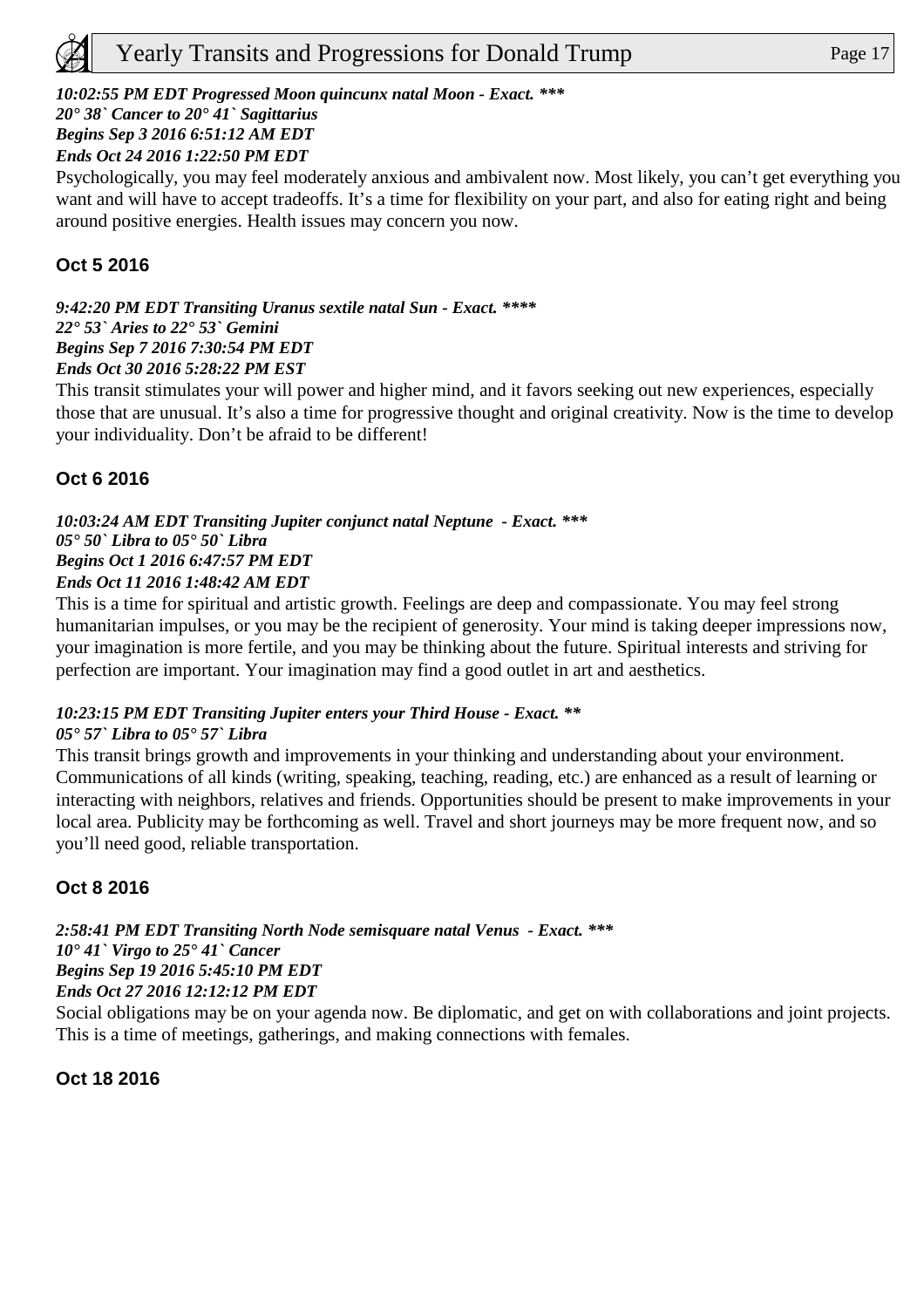***10:02:55 PM EDT Progressed Moon quincunx natal Moon - Exact. \*\*\****
***20° 38` Cancer to 20° 41` Sagittarius***
***Begins Sep 3 2016 6:51:12 AM EDT***
***Ends Oct 24 2016 1:22:50 PM EDT***

Psychologically, you may feel moderately anxious and ambivalent now. Most likely, you can't get everything you want and will have to accept tradeoffs. It's a time for flexibility on your part, and also for eating right and being around positive energies. Health issues may concern you now.

### Oct 5 2016

***9:42:20 PM EDT Transiting Uranus sextile natal Sun - Exact. \*\*\*\*\****
***22° 53` Aries to 22° 53` Gemini***
***Begins Sep 7 2016 7:30:54 PM EDT***
***Ends Oct 30 2016 5:28:22 PM EST***

This transit stimulates your will power and higher mind, and it favors seeking out new experiences, especially those that are unusual. It's also a time for progressive thought and original creativity. Now is the time to develop your individuality. Don't be afraid to be different!

### Oct 6 2016

***10:03:24 AM EDT Transiting Jupiter conjunct natal Neptune - Exact. \*\*\****
***05° 50` Libra to 05° 50` Libra***
***Begins Oct 1 2016 6:47:57 PM EDT***
***Ends Oct 11 2016 1:48:42 AM EDT***

This is a time for spiritual and artistic growth. Feelings are deep and compassionate. You may feel strong humanitarian impulses, or you may be the recipient of generosity. Your mind is taking deeper impressions now, your imagination is more fertile, and you may be thinking about the future. Spiritual interests and striving for perfection are important. Your imagination may find a good outlet in art and aesthetics.

***10:23:15 PM EDT Transiting Jupiter enters your Third House - Exact. \*\****
***05° 57` Libra to 05° 57` Libra***

This transit brings growth and improvements in your thinking and understanding about your environment. Communications of all kinds (writing, speaking, teaching, reading, etc.) are enhanced as a result of learning or interacting with neighbors, relatives and friends. Opportunities should be present to make improvements in your local area. Publicity may be forthcoming as well. Travel and short journeys may be more frequent now, and so you'll need good, reliable transportation.

### Oct 8 2016

***2:58:41 PM EDT Transiting North Node semisquare natal Venus - Exact. \*\*\****
***10° 41` Virgo to 25° 41` Cancer***
***Begins Sep 19 2016 5:45:10 PM EDT***
***Ends Oct 27 2016 12:12:12 PM EDT***

Social obligations may be on your agenda now. Be diplomatic, and get on with collaborations and joint projects. This is a time of meetings, gatherings, and making connections with females.

### Oct 18 2016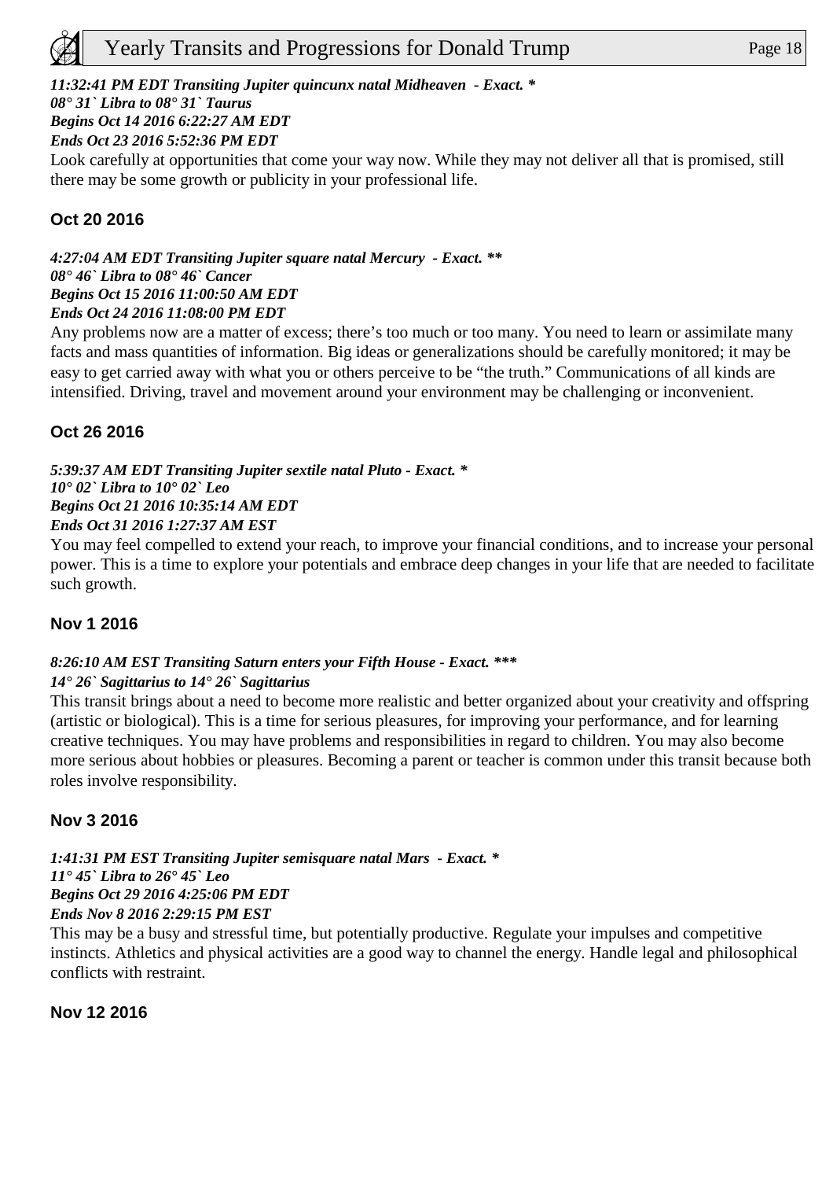*11:32:41 PM EDT Transiting Jupiter quincunx natal Midheaven - Exact. **
*08° 31` Libra to 08° 31` Taurus*
*Begins Oct 14 2016 6:22:27 AM EDT*
*Ends Oct 23 2016 5:52:36 PM EDT*

Look carefully at opportunities that come your way now. While they may not deliver all that is promised, still there may be some growth or publicity in your professional life.

### Oct 20 2016

*4:27:04 AM EDT Transiting Jupiter square natal Mercury - Exact. ***
*08° 46` Libra to 08° 46` Cancer*
*Begins Oct 15 2016 11:00:50 AM EDT*
*Ends Oct 24 2016 11:08:00 PM EDT*

Any problems now are a matter of excess; there's too much or too many. You need to learn or assimilate many facts and mass quantities of information. Big ideas or generalizations should be carefully monitored; it may be easy to get carried away with what you or others perceive to be "the truth." Communications of all kinds are intensified. Driving, travel and movement around your environment may be challenging or inconvenient.

### Oct 26 2016

*5:39:37 AM EDT Transiting Jupiter sextile natal Pluto - Exact. **
*10° 02` Libra to 10° 02` Leo*
*Begins Oct 21 2016 10:35:14 AM EDT*
*Ends Oct 31 2016 1:27:37 AM EST*

You may feel compelled to extend your reach, to improve your financial conditions, and to increase your personal power. This is a time to explore your potentials and embrace deep changes in your life that are needed to facilitate such growth.

### Nov 1 2016

*8:26:10 AM EST Transiting Saturn enters your Fifth House - Exact. ****
*14° 26` Sagittarius to 14° 26` Sagittarius*

This transit brings about a need to become more realistic and better organized about your creativity and offspring (artistic or biological). This is a time for serious pleasures, for improving your performance, and for learning creative techniques. You may have problems and responsibilities in regard to children. You may also become more serious about hobbies or pleasures. Becoming a parent or teacher is common under this transit because both roles involve responsibility.

### Nov 3 2016

*1:41:31 PM EST Transiting Jupiter semisquare natal Mars - Exact. **
*11° 45` Libra to 26° 45` Leo*
*Begins Oct 29 2016 4:25:06 PM EDT*
*Ends Nov 8 2016 2:29:15 PM EST*

This may be a busy and stressful time, but potentially productive. Regulate your impulses and competitive instincts. Athletics and physical activities are a good way to channel the energy. Handle legal and philosophical conflicts with restraint.

### Nov 12 2016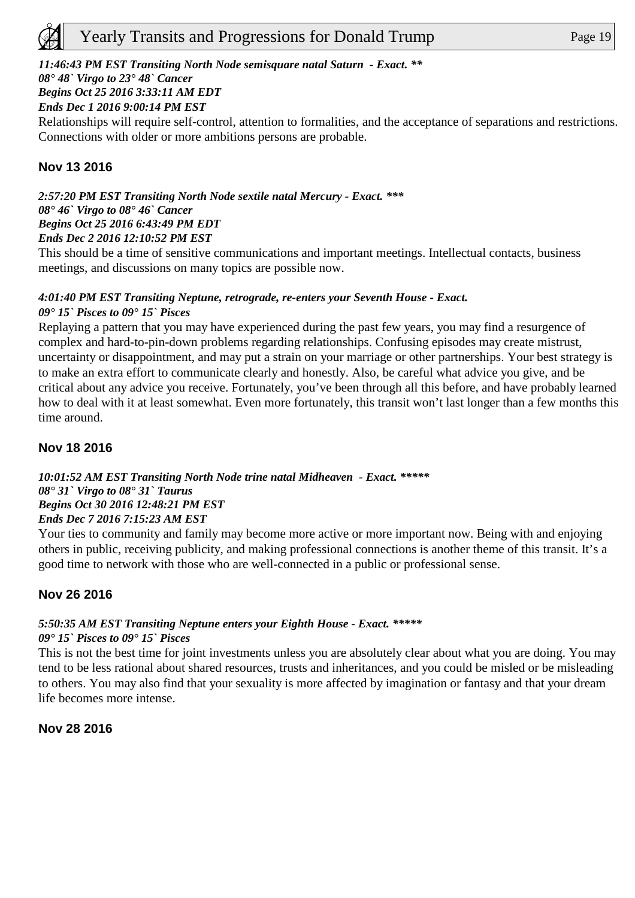*11:46:43 PM EST Transiting North Node semisquare natal Saturn - Exact. ***
*08° 48` Virgo to 23° 48` Cancer*
*Begins Oct 25 2016 3:33:11 AM EDT*
*Ends Dec 1 2016 9:00:14 PM EST*

Relationships will require self-control, attention to formalities, and the acceptance of separations and restrictions. Connections with older or more ambitions persons are probable.

### Nov 13 2016

*2:57:20 PM EST Transiting North Node sextile natal Mercury - Exact. ****
*08° 46` Virgo to 08° 46` Cancer*
*Begins Oct 25 2016 6:43:49 PM EDT*
*Ends Dec 2 2016 12:10:52 PM EST*

This should be a time of sensitive communications and important meetings. Intellectual contacts, business meetings, and discussions on many topics are possible now.

*4:01:40 PM EST Transiting Neptune, retrograde, re-enters your Seventh House - Exact.*
*09° 15` Pisces to 09° 15` Pisces*

Replaying a pattern that you may have experienced during the past few years, you may find a resurgence of complex and hard-to-pin-down problems regarding relationships. Confusing episodes may create mistrust, uncertainty or disappointment, and may put a strain on your marriage or other partnerships. Your best strategy is to make an extra effort to communicate clearly and honestly. Also, be careful what advice you give, and be critical about any advice you receive. Fortunately, you've been through all this before, and have probably learned how to deal with it at least somewhat. Even more fortunately, this transit won't last longer than a few months this time around.

### Nov 18 2016

*10:01:52 AM EST Transiting North Node trine natal Midheaven - Exact. ******
*08° 31` Virgo to 08° 31` Taurus*
*Begins Oct 30 2016 12:48:21 PM EST*
*Ends Dec 7 2016 7:15:23 AM EST*

Your ties to community and family may become more active or more important now. Being with and enjoying others in public, receiving publicity, and making professional connections is another theme of this transit. It's a good time to network with those who are well-connected in a public or professional sense.

### Nov 26 2016

*5:50:35 AM EST Transiting Neptune enters your Eighth House - Exact. ******
*09° 15` Pisces to 09° 15` Pisces*

This is not the best time for joint investments unless you are absolutely clear about what you are doing. You may tend to be less rational about shared resources, trusts and inheritances, and you could be misled or be misleading to others. You may also find that your sexuality is more affected by imagination or fantasy and that your dream life becomes more intense.

### Nov 28 2016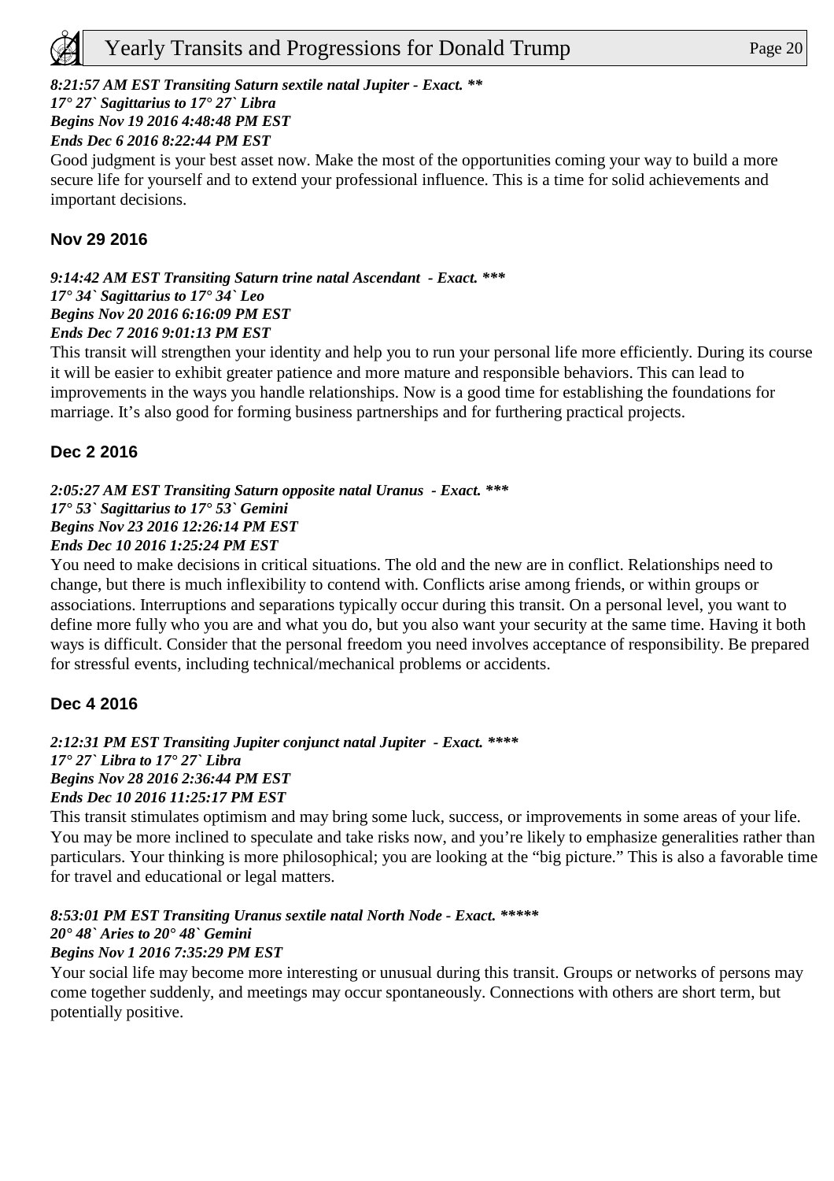*8:21:57 AM EST Transiting Saturn sextile natal Jupiter - Exact. ***
*17° 27` Sagittarius to 17° 27` Libra*
*Begins Nov 19 2016 4:48:48 PM EST*
*Ends Dec 6 2016 8:22:44 PM EST*

Good judgment is your best asset now. Make the most of the opportunities coming your way to build a more secure life for yourself and to extend your professional influence. This is a time for solid achievements and important decisions.

### Nov 29 2016

*9:14:42 AM EST Transiting Saturn trine natal Ascendant - Exact. ****
*17° 34` Sagittarius to 17° 34` Leo*
*Begins Nov 20 2016 6:16:09 PM EST*
*Ends Dec 7 2016 9:01:13 PM EST*

This transit will strengthen your identity and help you to run your personal life more efficiently. During its course it will be easier to exhibit greater patience and more mature and responsible behaviors. This can lead to improvements in the ways you handle relationships. Now is a good time for establishing the foundations for marriage. It's also good for forming business partnerships and for furthering practical projects.

### Dec 2 2016

*2:05:27 AM EST Transiting Saturn opposite natal Uranus - Exact. ****
*17° 53` Sagittarius to 17° 53` Gemini*
*Begins Nov 23 2016 12:26:14 PM EST*
*Ends Dec 10 2016 1:25:24 PM EST*

You need to make decisions in critical situations. The old and the new are in conflict. Relationships need to change, but there is much inflexibility to contend with. Conflicts arise among friends, or within groups or associations. Interruptions and separations typically occur during this transit. On a personal level, you want to define more fully who you are and what you do, but you also want your security at the same time. Having it both ways is difficult. Consider that the personal freedom you need involves acceptance of responsibility. Be prepared for stressful events, including technical/mechanical problems or accidents.

### Dec 4 2016

*2:12:31 PM EST Transiting Jupiter conjunct natal Jupiter - Exact. *****
*17° 27` Libra to 17° 27` Libra*
*Begins Nov 28 2016 2:36:44 PM EST*
*Ends Dec 10 2016 11:25:17 PM EST*

This transit stimulates optimism and may bring some luck, success, or improvements in some areas of your life. You may be more inclined to speculate and take risks now, and you're likely to emphasize generalities rather than particulars. Your thinking is more philosophical; you are looking at the "big picture." This is also a favorable time for travel and educational or legal matters.

*8:53:01 PM EST Transiting Uranus sextile natal North Node - Exact. ******
*20° 48` Aries to 20° 48` Gemini*
*Begins Nov 1 2016 7:35:29 PM EST*

Your social life may become more interesting or unusual during this transit. Groups or networks of persons may come together suddenly, and meetings may occur spontaneously. Connections with others are short term, but potentially positive.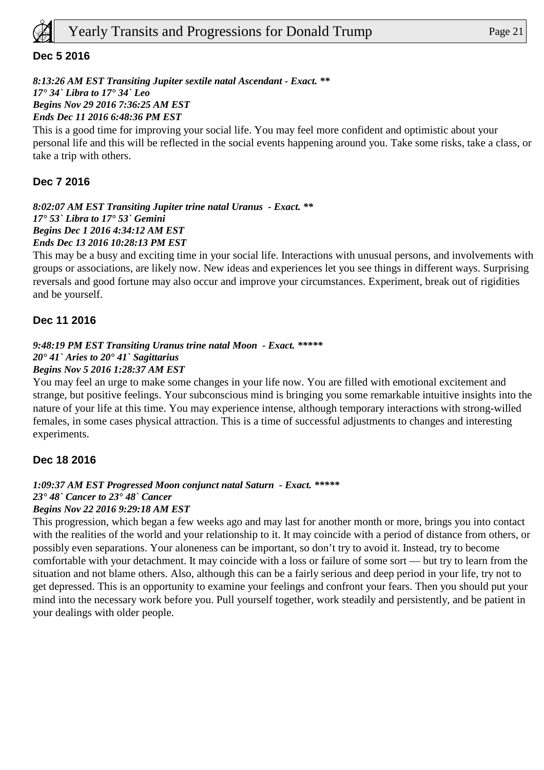### Dec 5 2016

*8:13:26 AM EST Transiting Jupiter sextile natal Ascendant - Exact. **
17° 34` Libra to 17° 34` Leo
Begins Nov 29 2016 7:36:25 AM EST
Ends Dec 11 2016 6:48:36 PM EST*

This is a good time for improving your social life. You may feel more confident and optimistic about your personal life and this will be reflected in the social events happening around you. Take some risks, take a class, or take a trip with others.

### Dec 7 2016

*8:02:07 AM EST Transiting Jupiter trine natal Uranus - Exact. **
17° 53` Libra to 17° 53` Gemini
Begins Dec 1 2016 4:34:12 AM EST
Ends Dec 13 2016 10:28:13 PM EST*

This may be a busy and exciting time in your social life. Interactions with unusual persons, and involvements with groups or associations, are likely now. New ideas and experiences let you see things in different ways. Surprising reversals and good fortune may also occur and improve your circumstances. Experiment, break out of rigidities and be yourself.

### Dec 11 2016

*9:48:19 PM EST Transiting Uranus trine natal Moon - Exact. *****
20° 41` Aries to 20° 41` Sagittarius
Begins Nov 5 2016 1:28:37 AM EST*

You may feel an urge to make some changes in your life now. You are filled with emotional excitement and strange, but positive feelings. Your subconscious mind is bringing you some remarkable intuitive insights into the nature of your life at this time. You may experience intense, although temporary interactions with strong-willed females, in some cases physical attraction. This is a time of successful adjustments to changes and interesting experiments.

### Dec 18 2016

*1:09:37 AM EST Progressed Moon conjunct natal Saturn - Exact. *****
23° 48` Cancer to 23° 48` Cancer
Begins Nov 22 2016 9:29:18 AM EST*

This progression, which began a few weeks ago and may last for another month or more, brings you into contact with the realities of the world and your relationship to it. It may coincide with a period of distance from others, or possibly even separations. Your aloneness can be important, so don't try to avoid it. Instead, try to become comfortable with your detachment. It may coincide with a loss or failure of some sort — but try to learn from the situation and not blame others. Also, although this can be a fairly serious and deep period in your life, try not to get depressed. This is an opportunity to examine your feelings and confront your fears. Then you should put your mind into the necessary work before you. Pull yourself together, work steadily and persistently, and be patient in your dealings with older people.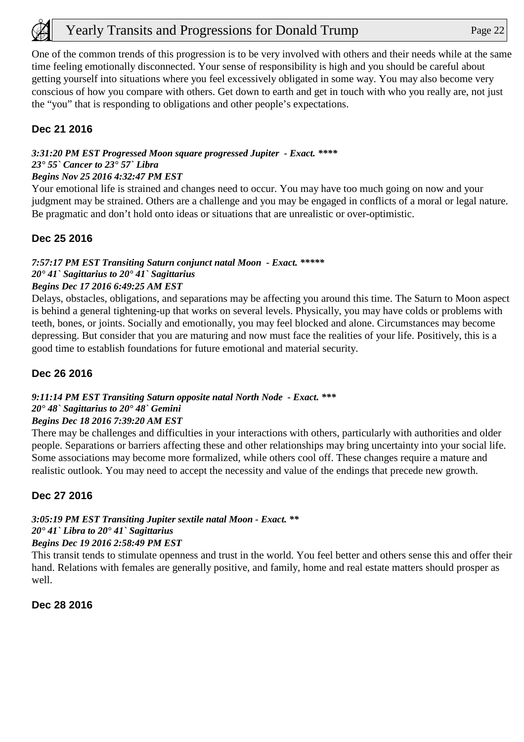One of the common trends of this progression is to be very involved with others and their needs while at the same time feeling emotionally disconnected. Your sense of responsibility is high and you should be careful about getting yourself into situations where you feel excessively obligated in some way. You may also become very conscious of how you compare with others. Get down to earth and get in touch with who you really are, not just the "you" that is responding to obligations and other people's expectations.

### Dec 21 2016

***3:31:20 PM EST Progressed Moon square progressed Jupiter - Exact. \*\*\*\****
***23° 55` Cancer to 23° 57` Libra***
***Begins Nov 25 2016 4:32:47 PM EST***

Your emotional life is strained and changes need to occur. You may have too much going on now and your judgment may be strained. Others are a challenge and you may be engaged in conflicts of a moral or legal nature. Be pragmatic and don't hold onto ideas or situations that are unrealistic or over-optimistic.

### Dec 25 2016

***7:57:17 PM EST Transiting Saturn conjunct natal Moon - Exact. \*\*\*\*\****
***20° 41` Sagittarius to 20° 41` Sagittarius***
***Begins Dec 17 2016 6:49:25 AM EST***

Delays, obstacles, obligations, and separations may be affecting you around this time. The Saturn to Moon aspect is behind a general tightening-up that works on several levels. Physically, you may have colds or problems with teeth, bones, or joints. Socially and emotionally, you may feel blocked and alone. Circumstances may become depressing. But consider that you are maturing and now must face the realities of your life. Positively, this is a good time to establish foundations for future emotional and material security.

### Dec 26 2016

***9:11:14 PM EST Transiting Saturn opposite natal North Node - Exact. \*\*\****
***20° 48` Sagittarius to 20° 48` Gemini***
***Begins Dec 18 2016 7:39:20 AM EST***

There may be challenges and difficulties in your interactions with others, particularly with authorities and older people. Separations or barriers affecting these and other relationships may bring uncertainty into your social life. Some associations may become more formalized, while others cool off. These changes require a mature and realistic outlook. You may need to accept the necessity and value of the endings that precede new growth.

### Dec 27 2016

***3:05:19 PM EST Transiting Jupiter sextile natal Moon - Exact. \*\****
***20° 41` Libra to 20° 41` Sagittarius***
***Begins Dec 19 2016 2:58:49 PM EST***

This transit tends to stimulate openness and trust in the world. You feel better and others sense this and offer their hand. Relations with females are generally positive, and family, home and real estate matters should prosper as well.

### Dec 28 2016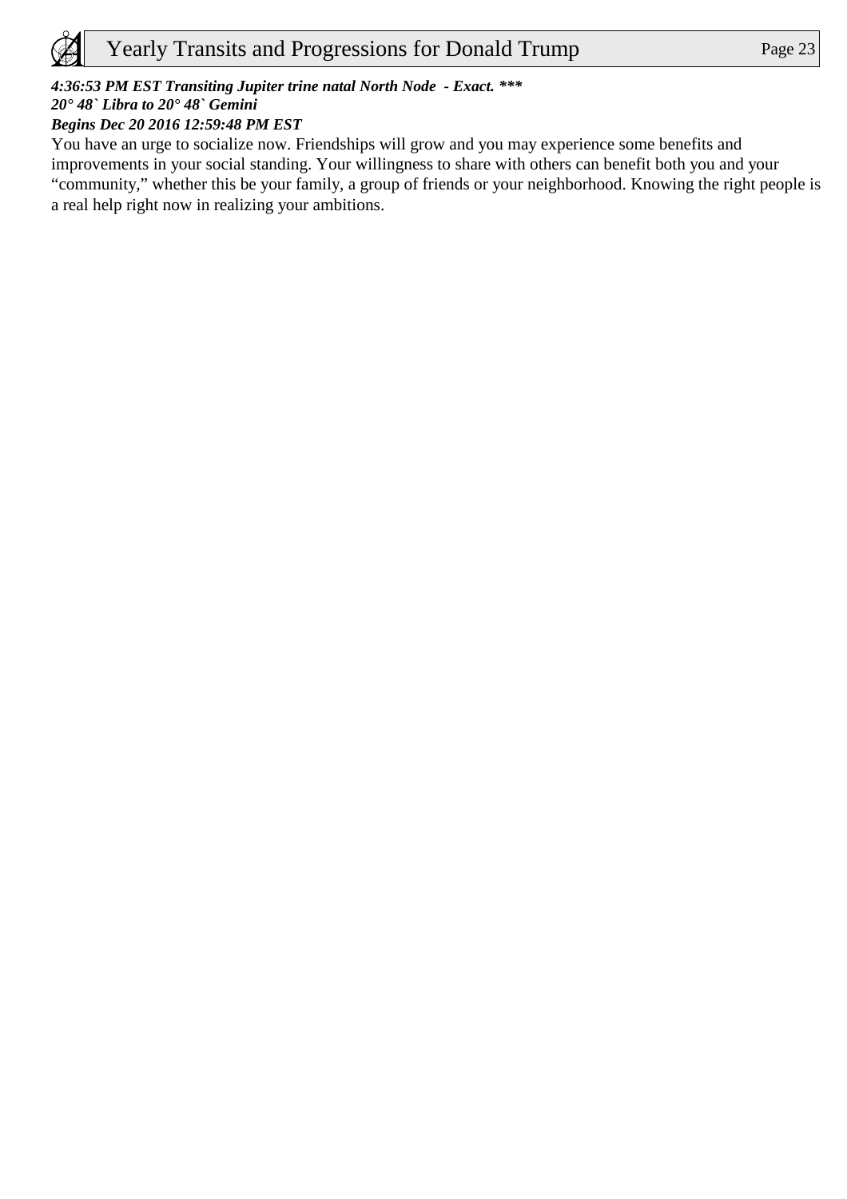***4:36:53 PM EST Transiting Jupiter trine natal North Node - Exact. \*\*\****
***20° 48` Libra to 20° 48` Gemini***
***Begins Dec 20 2016 12:59:48 PM EST***

You have an urge to socialize now. Friendships will grow and you may experience some benefits and improvements in your social standing. Your willingness to share with others can benefit both you and your "community," whether this be your family, a group of friends or your neighborhood. Knowing the right people is a real help right now in realizing your ambitions.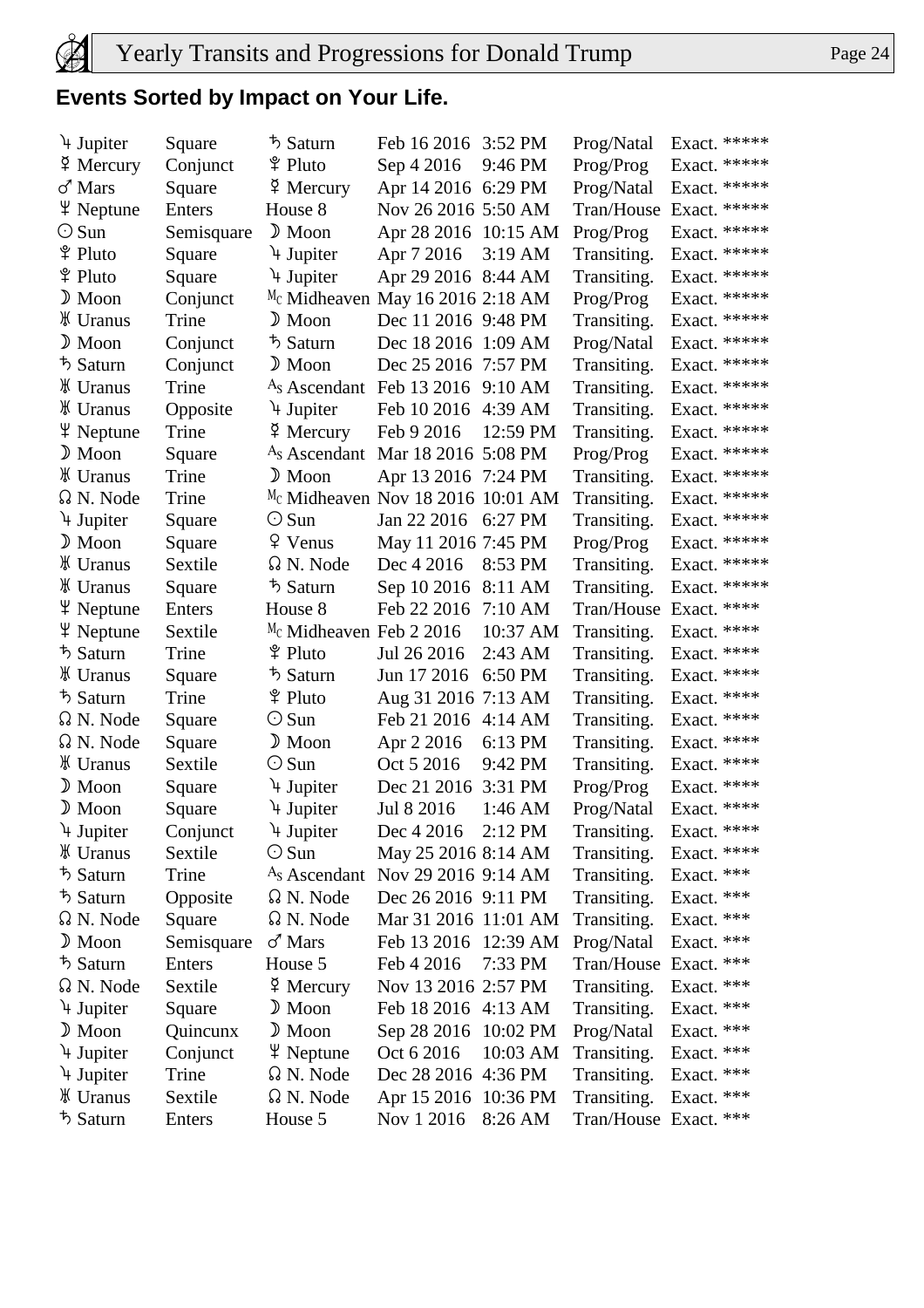## Events Sorted by Impact on Your Life.

| | | | | | | |
|---|---|---|---|---|---|---|
| ♃ Jupiter | Square | ♄ Saturn | Feb 16 2016 | 3:52 PM | Prog/Natal | Exact. ***** |
| ☿ Mercury | Conjunct | ♇ Pluto | Sep 4 2016 | 9:46 PM | Prog/Prog | Exact. ***** |
| ♂ Mars | Square | ☿ Mercury | Apr 14 2016 | 6:29 PM | Prog/Natal | Exact. ***** |
| ♆ Neptune | Enters | House 8 | Nov 26 2016 | 5:50 AM | Tran/House | Exact. ***** |
| ☉ Sun | Semisquare | ☽ Moon | Apr 28 2016 | 10:15 AM | Prog/Prog | Exact. ***** |
| ♇ Pluto | Square | ♃ Jupiter | Apr 7 2016 | 3:19 AM | Transiting. | Exact. ***** |
| ♇ Pluto | Square | ♃ Jupiter | Apr 29 2016 | 8:44 AM | Transiting. | Exact. ***** |
| ☽ Moon | Conjunct | Mc Midheaven | May 16 2016 | 2:18 AM | Prog/Prog | Exact. ***** |
| ♅ Uranus | Trine | ☽ Moon | Dec 11 2016 | 9:48 PM | Transiting. | Exact. ***** |
| ☽ Moon | Conjunct | ♄ Saturn | Dec 18 2016 | 1:09 AM | Prog/Natal | Exact. ***** |
| ♄ Saturn | Conjunct | ☽ Moon | Dec 25 2016 | 7:57 PM | Transiting. | Exact. ***** |
| ♅ Uranus | Trine | As Ascendant | Feb 13 2016 | 9:10 AM | Transiting. | Exact. ***** |
| ♅ Uranus | Opposite | ♃ Jupiter | Feb 10 2016 | 4:39 AM | Transiting. | Exact. ***** |
| ♆ Neptune | Trine | ☿ Mercury | Feb 9 2016 | 12:59 PM | Transiting. | Exact. ***** |
| ☽ Moon | Square | As Ascendant | Mar 18 2016 | 5:08 PM | Prog/Prog | Exact. ***** |
| ♅ Uranus | Trine | ☽ Moon | Apr 13 2016 | 7:24 PM | Transiting. | Exact. ***** |
| ☊ N. Node | Trine | Mc Midheaven | Nov 18 2016 | 10:01 AM | Transiting. | Exact. ***** |
| ♃ Jupiter | Square | ☉ Sun | Jan 22 2016 | 6:27 PM | Transiting. | Exact. ***** |
| ☽ Moon | Square | ♀ Venus | May 11 2016 | 7:45 PM | Prog/Prog | Exact. ***** |
| ♅ Uranus | Sextile | ☊ N. Node | Dec 4 2016 | 8:53 PM | Transiting. | Exact. ***** |
| ♅ Uranus | Square | ♄ Saturn | Sep 10 2016 | 8:11 AM | Transiting. | Exact. ***** |
| ♆ Neptune | Enters | House 8 | Feb 22 2016 | 7:10 AM | Tran/House | Exact. **** |
| ♆ Neptune | Sextile | Mc Midheaven | Feb 2 2016 | 10:37 AM | Transiting. | Exact. **** |
| ♄ Saturn | Trine | ♇ Pluto | Jul 26 2016 | 2:43 AM | Transiting. | Exact. **** |
| ♅ Uranus | Square | ♄ Saturn | Jun 17 2016 | 6:50 PM | Transiting. | Exact. **** |
| ♄ Saturn | Trine | ♇ Pluto | Aug 31 2016 | 7:13 AM | Transiting. | Exact. **** |
| ☊ N. Node | Square | ☉ Sun | Feb 21 2016 | 4:14 AM | Transiting. | Exact. **** |
| ☊ N. Node | Square | ☽ Moon | Apr 2 2016 | 6:13 PM | Transiting. | Exact. **** |
| ♅ Uranus | Sextile | ☉ Sun | Oct 5 2016 | 9:42 PM | Transiting. | Exact. **** |
| ☽ Moon | Square | ♃ Jupiter | Dec 21 2016 | 3:31 PM | Prog/Prog | Exact. **** |
| ☽ Moon | Square | ♃ Jupiter | Jul 8 2016 | 1:46 AM | Prog/Natal | Exact. **** |
| ♃ Jupiter | Conjunct | ♃ Jupiter | Dec 4 2016 | 2:12 PM | Transiting. | Exact. **** |
| ♅ Uranus | Sextile | ☉ Sun | May 25 2016 | 8:14 AM | Transiting. | Exact. **** |
| ♄ Saturn | Trine | As Ascendant | Nov 29 2016 | 9:14 AM | Transiting. | Exact. *** |
| ♄ Saturn | Opposite | ☊ N. Node | Dec 26 2016 | 9:11 PM | Transiting. | Exact. *** |
| ☊ N. Node | Square | ☊ N. Node | Mar 31 2016 | 11:01 AM | Transiting. | Exact. *** |
| ☽ Moon | Semisquare | ♂ Mars | Feb 13 2016 | 12:39 AM | Prog/Natal | Exact. *** |
| ♄ Saturn | Enters | House 5 | Feb 4 2016 | 7:33 PM | Tran/House | Exact. *** |
| ☊ N. Node | Sextile | ☿ Mercury | Nov 13 2016 | 2:57 PM | Transiting. | Exact. *** |
| ♃ Jupiter | Square | ☽ Moon | Feb 18 2016 | 4:13 AM | Transiting. | Exact. *** |
| ☽ Moon | Quincunx | ☽ Moon | Sep 28 2016 | 10:02 PM | Prog/Natal | Exact. *** |
| ♃ Jupiter | Conjunct | ♆ Neptune | Oct 6 2016 | 10:03 AM | Transiting. | Exact. *** |
| ♃ Jupiter | Trine | ☊ N. Node | Dec 28 2016 | 4:36 PM | Transiting. | Exact. *** |
| ♅ Uranus | Sextile | ☊ N. Node | Apr 15 2016 | 10:36 PM | Transiting. | Exact. *** |
| ♄ Saturn | Enters | House 5 | Nov 1 2016 | 8:26 AM | Tran/House | Exact. *** |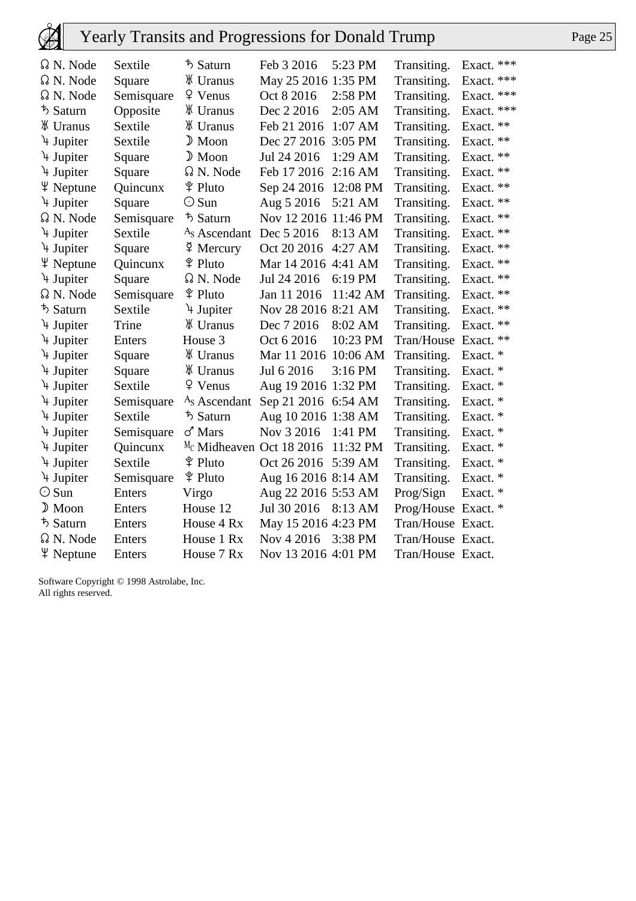| | | | | | | |
|---|---|---|---|---|---|---|
| ☊ N. Node | Sextile | ♄ Saturn | Feb 3 2016 | 5:23 PM | Transiting. | Exact. *** |
| ☊ N. Node | Square | ♅ Uranus | May 25 2016 | 1:35 PM | Transiting. | Exact. *** |
| ☊ N. Node | Semisquare | ♀ Venus | Oct 8 2016 | 2:58 PM | Transiting. | Exact. *** |
| ♄ Saturn | Opposite | ♅ Uranus | Dec 2 2016 | 2:05 AM | Transiting. | Exact. *** |
| ♅ Uranus | Sextile | ♅ Uranus | Feb 21 2016 | 1:07 AM | Transiting. | Exact. ** |
| ♃ Jupiter | Sextile | ☽ Moon | Dec 27 2016 | 3:05 PM | Transiting. | Exact. ** |
| ♃ Jupiter | Square | ☽ Moon | Jul 24 2016 | 1:29 AM | Transiting. | Exact. ** |
| ♃ Jupiter | Square | ☊ N. Node | Feb 17 2016 | 2:16 AM | Transiting. | Exact. ** |
| ♆ Neptune | Quincunx | ♇ Pluto | Sep 24 2016 | 12:08 PM | Transiting. | Exact. ** |
| ♃ Jupiter | Square | ☉ Sun | Aug 5 2016 | 5:21 AM | Transiting. | Exact. ** |
| ☊ N. Node | Semisquare | ♄ Saturn | Nov 12 2016 | 11:46 PM | Transiting. | Exact. ** |
| ♃ Jupiter | Sextile | As Ascendant | Dec 5 2016 | 8:13 AM | Transiting. | Exact. ** |
| ♃ Jupiter | Square | ☿ Mercury | Oct 20 2016 | 4:27 AM | Transiting. | Exact. ** |
| ♆ Neptune | Quincunx | ♇ Pluto | Mar 14 2016 | 4:41 AM | Transiting. | Exact. ** |
| ♃ Jupiter | Square | ☊ N. Node | Jul 24 2016 | 6:19 PM | Transiting. | Exact. ** |
| ☊ N. Node | Semisquare | ♇ Pluto | Jan 11 2016 | 11:42 AM | Transiting. | Exact. ** |
| ♄ Saturn | Sextile | ♃ Jupiter | Nov 28 2016 | 8:21 AM | Transiting. | Exact. ** |
| ♃ Jupiter | Trine | ♅ Uranus | Dec 7 2016 | 8:02 AM | Transiting. | Exact. ** |
| ♃ Jupiter | Enters | House 3 | Oct 6 2016 | 10:23 PM | Tran/House | Exact. ** |
| ♃ Jupiter | Square | ♅ Uranus | Mar 11 2016 | 10:06 AM | Transiting. | Exact. * |
| ♃ Jupiter | Square | ♅ Uranus | Jul 6 2016 | 3:16 PM | Transiting. | Exact. * |
| ♃ Jupiter | Sextile | ♀ Venus | Aug 19 2016 | 1:32 PM | Transiting. | Exact. * |
| ♃ Jupiter | Semisquare | As Ascendant | Sep 21 2016 | 6:54 AM | Transiting. | Exact. * |
| ♃ Jupiter | Sextile | ♄ Saturn | Aug 10 2016 | 1:38 AM | Transiting. | Exact. * |
| ♃ Jupiter | Semisquare | ♂ Mars | Nov 3 2016 | 1:41 PM | Transiting. | Exact. * |
| ♃ Jupiter | Quincunx | Mc Midheaven | Oct 18 2016 | 11:32 PM | Transiting. | Exact. * |
| ♃ Jupiter | Sextile | ♇ Pluto | Oct 26 2016 | 5:39 AM | Transiting. | Exact. * |
| ♃ Jupiter | Semisquare | ♇ Pluto | Aug 16 2016 | 8:14 AM | Transiting. | Exact. * |
| ☉ Sun | Enters | Virgo | Aug 22 2016 | 5:53 AM | Prog/Sign | Exact. * |
| ☽ Moon | Enters | House 12 | Jul 30 2016 | 8:13 AM | Prog/House | Exact. * |
| ♄ Saturn | Enters | House 4 Rx | May 15 2016 | 4:23 PM | Tran/House | Exact. |
| ☊ N. Node | Enters | House 1 Rx | Nov 4 2016 | 3:38 PM | Tran/House | Exact. |
| ♆ Neptune | Enters | House 7 Rx | Nov 13 2016 | 4:01 PM | Tran/House | Exact. |

Software Copyright © 1998 Astrolabe, Inc.
All rights reserved.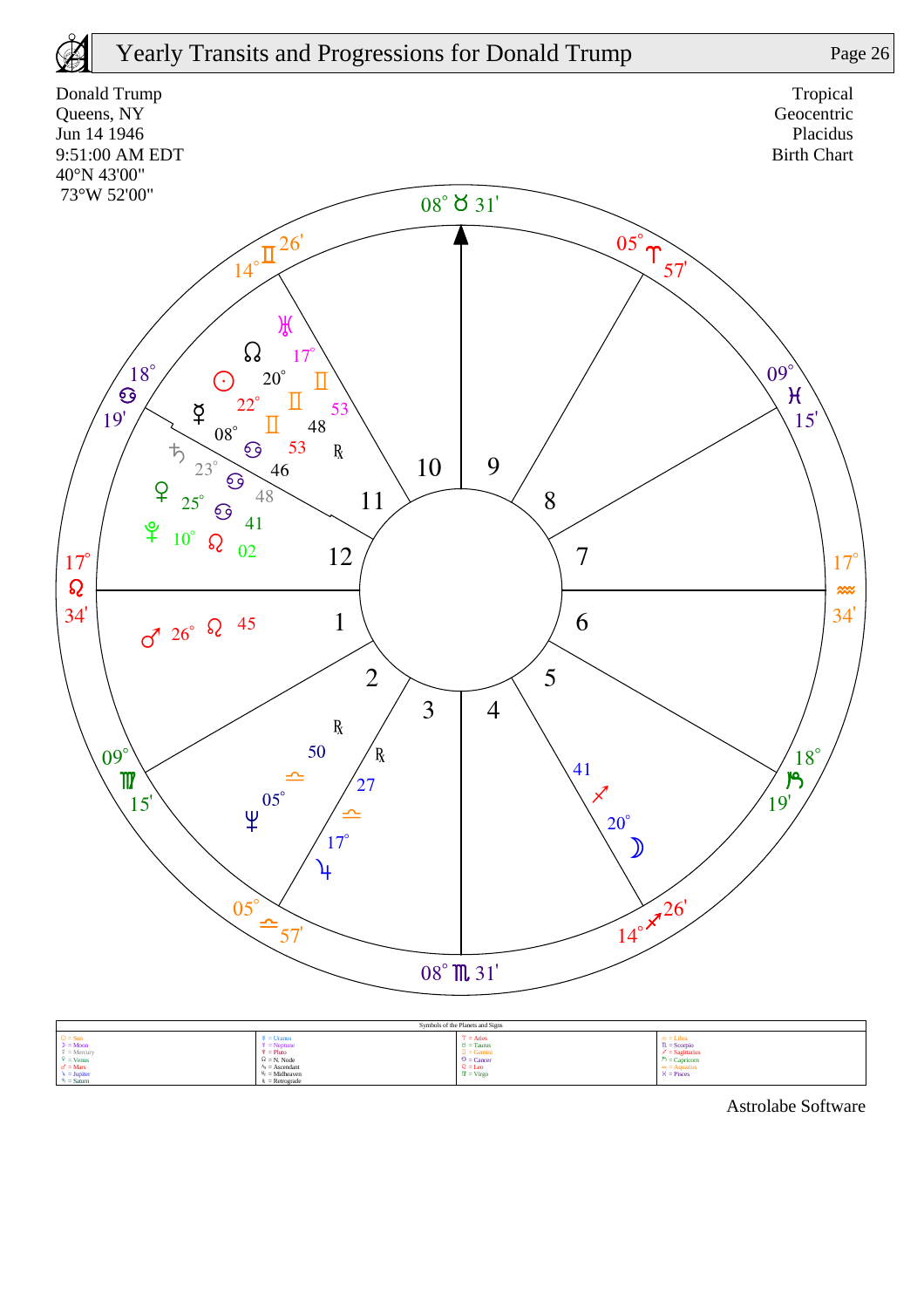# Yearly Transits and Progressions for Donald Trump

Donald Trump
Queens, NY
Jun 14 1946
9:51:00 AM EDT
40°N 43'00"
73°W 52'00"

Tropical
Geocentric
Placidus
Birth Chart

**House cusps:**

- 1: 17° ♌ 34'
- 2: 09° ♍ 15'
- 3: 05° ♎ 57'
- 4: 08° ♏ 31'
- 5: 14° ♐ 26'
- 6: 18° ♑ 19'
- 7: 17° ♒ 34'
- 8: 09° ♓ 15'
- 9: 05° ♈ 57'
- 10: 08° ♉ 31'
- 11: 14° ♊ 26'
- 12: 18° ♋ 19'

**Planets:**

- ♅ Uranus 17° ♊ 53'
- ☊ N. Node 20° ♊ 48' ℞
- ☉ Sun 22° ♊ 53'
- ☿ Mercury 08° ♋ 46'
- ♄ Saturn 23° ♋ 48'
- ♀ Venus 25° ♋ 41'
- ♇ Pluto 10° ♌ 02'
- ♂ Mars 26° ♌ 45'
- ♆ Neptune 05° ♎ 50' ℞
- ♃ Jupiter 17° ♎ 27' ℞
- ☽ Moon 20° ♐ 41'

**Symbols of the Planets and Signs**

| | | | |
|---|---|---|---|
| ☉ = Sun | ♅ = Uranus | ♈ = Aries | ♎ = Libra |
| ☽ = Moon | ♆ = Neptune | ♉ = Taurus | ♏ = Scorpio |
| ☿ = Mercury | ♇ = Pluto | ♊ = Gemini | ♐ = Sagittarius |
| ♀ = Venus | ☊ = N. Node | ♋ = Cancer | ♑ = Capricorn |
| ♂ = Mars | As = Ascendant | ♌ = Leo | ♒ = Aquarius |
| ♃ = Jupiter | Mc = Midheaven | ♍ = Virgo | ♓ = Pisces |
| ♄ = Saturn | ℞ = Retrograde | | |

Astrolabe Software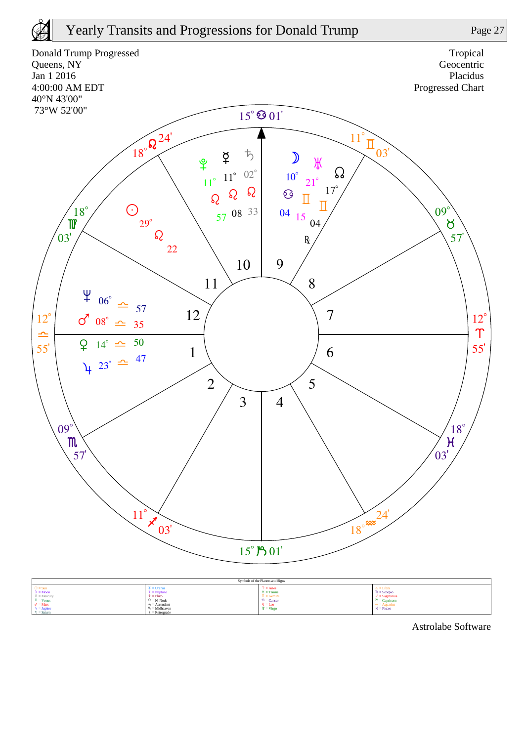# Yearly Transits and Progressions for Donald Trump

Donald Trump Progressed
Queens, NY
Jan 1 2016
4:00:00 AM EDT
40°N 43'00"
73°W 52'00"

Tropical
Geocentric
Placidus
Progressed Chart

**House cusps:**

- 1 (Ascendant): 12° ♎ 55'
- 2: 09° ♏ 57'
- 3: 11° ♐ 03'
- 4: 15° ♑ 01'
- 5: 18° ♒ 24'
- 6: 18° ♓ 03'
- 7: 12° ♈ 55'
- 8: 09° ♉ 57'
- 9: 11° ♊ 03'
- 10 (Midheaven): 15° ♋ 01'
- 11: 18° ♌ 24'
- 12: 18° ♍ 03'

**Planets:**

- ☉ Sun: 29° ♌ 22
- ☽ Moon: 10° ♋ 04
- ☿ Mercury: 11° ♌ 08
- ♀ Venus: 14° ♎ 50
- ♂ Mars: 08° ♎ 35
- ♃ Jupiter: 23° ♎ 47
- ♄ Saturn: 02° ♌ 33
- ♅ Uranus: 21° ♊ 15
- ♆ Neptune: 06° ♎ 57
- ♇ Pluto: 11° ♌ 57
- ☊ N. Node: 17° ♊ 04 ℞

**Symbols of the Planets and Signs**

| | | | |
|---|---|---|---|
| ☉ = Sun | ♅ = Uranus | ♈ = Aries | ♎ = Libra |
| ☽ = Moon | ♆ = Neptune | ♉ = Taurus | ♏ = Scorpio |
| ☿ = Mercury | ♇ = Pluto | ♊ = Gemini | ♐ = Sagittarius |
| ♀ = Venus | ☊ = N. Node | ♋ = Cancer | ♑ = Capricorn |
| ♂ = Mars | As = Ascendant | ♌ = Leo | ♒ = Aquarius |
| ♃ = Jupiter | Mc = Midheaven | ♍ = Virgo | ♓ = Pisces |
| ♄ = Saturn | ℞ = Retrograde | | |

Astrolabe Software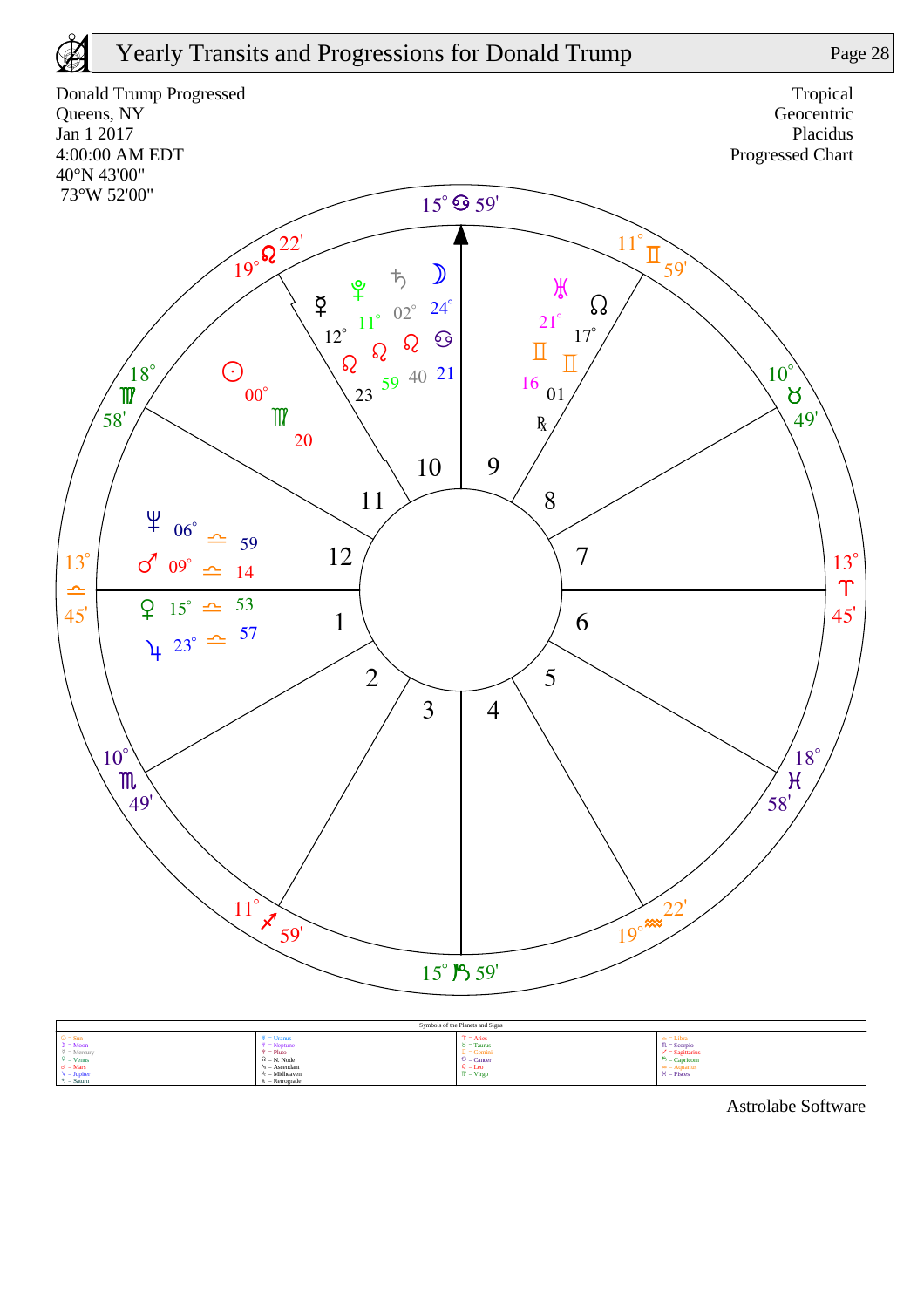# Yearly Transits and Progressions for Donald Trump

Donald Trump Progressed
Queens, NY
Jan 1 2017
4:00:00 AM EDT
40°N 43'00"
73°W 52'00"

Tropical
Geocentric
Placidus
Progressed Chart

15° ♋ 59'
11° ♊ 59'
10° ♉ 49'
13° ♈ 45'
18° ♓ 58'
19° ♒ 22'
15° ♑ 59'
11° ♐ 59'
10° ♏ 49'
13° ♎ 45'
18° ♍ 58'
19° ♌ 22'

☽ 24° ♋ 21
♄ 02° ♌ 40
♇ 11° ♌ 59
☿ 12° ♌ 23
☉ 00° ♍ 20
♅ 21° ♊ 16
☊ 17° ♊ 01 ℞
♆ 06° ♎ 59
♂ 09° ♎ 14
♀ 15° ♎ 53
♃ 23° ♎ 57

10
9
8
7
6
5
4
3
2
1
12
11

Symbols of the Planets and Signs

☉ = Sun
☽ = Moon
☿ = Mercury
♀ = Venus
♂ = Mars
♃ = Jupiter
♄ = Saturn
♅ = Uranus
♆ = Neptune
♇ = Pluto
☊ = N. Node
As = Ascendant
Mc = Midheaven
℞ = Retrograde
♈ = Aries
♉ = Taurus
♊ = Gemini
♋ = Cancer
♌ = Leo
♍ = Virgo
♎ = Libra
♏ = Scorpio
♐ = Sagittarius
♑ = Capricorn
♒ = Aquarius
♓ = Pisces

Astrolabe Software